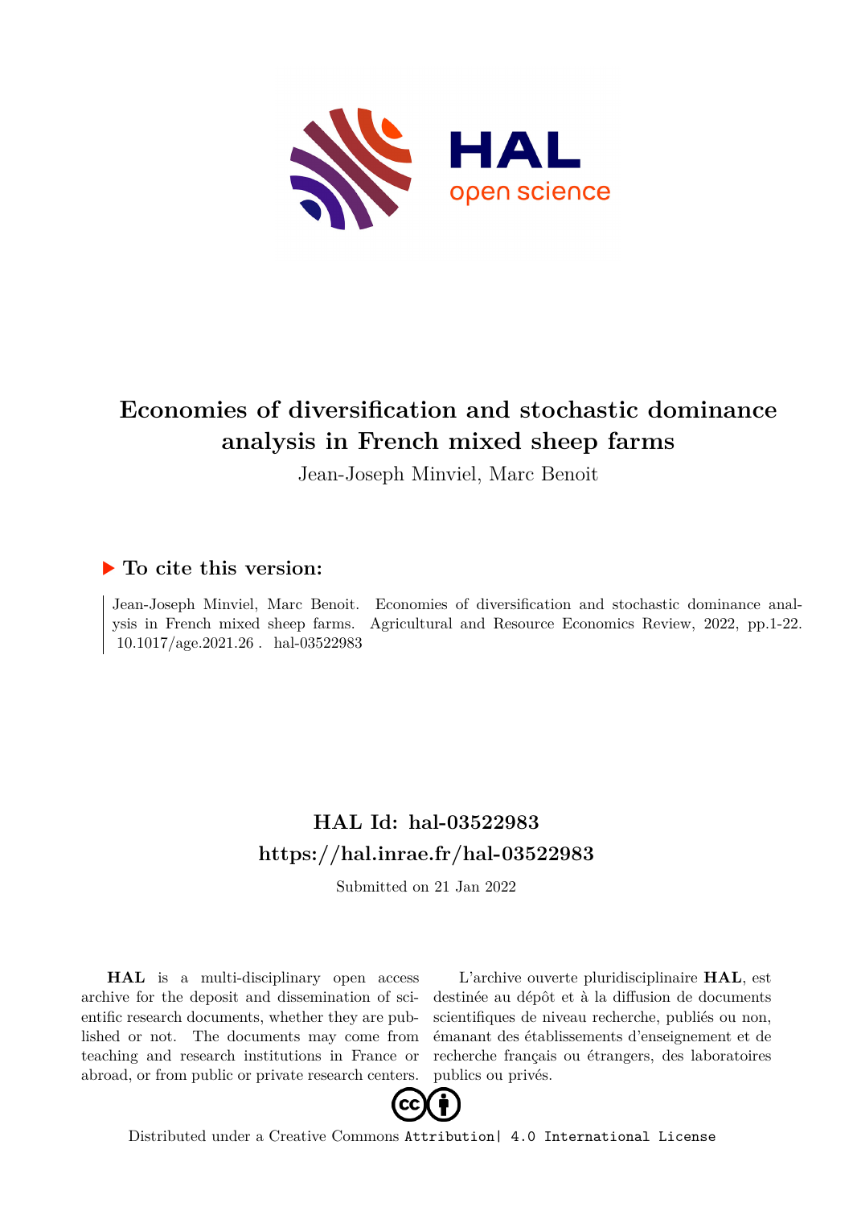# Economies of diversification and stochastic dominance analysis in French mixed sheep farms

Jean-Joseph Minviel, Marc Benoit

## ► To cite this version:

Jean-Joseph Minviel, Marc Benoit. Economies of diversification and stochastic dominance analysis in French mixed sheep farms. Agricultural and Resource Economics Review, 2022, pp.1-22. 10.1017/age.2021.26 . hal-03522983

## HAL Id: hal-03522983

## https://hal.inrae.fr/hal-03522983

Submitted on 21 Jan 2022

**HAL** is a multi-disciplinary open access archive for the deposit and dissemination of scientific research documents, whether they are published or not. The documents may come from teaching and research institutions in France or abroad, or from public or private research centers.

L'archive ouverte pluridisciplinaire **HAL**, est destinée au dépôt et à la diffusion de documents scientifiques de niveau recherche, publiés ou non, émanant des établissements d'enseignement et de recherche français ou étrangers, des laboratoires publics ou privés.

Distributed under a Creative Commons Attribution| 4.0 International License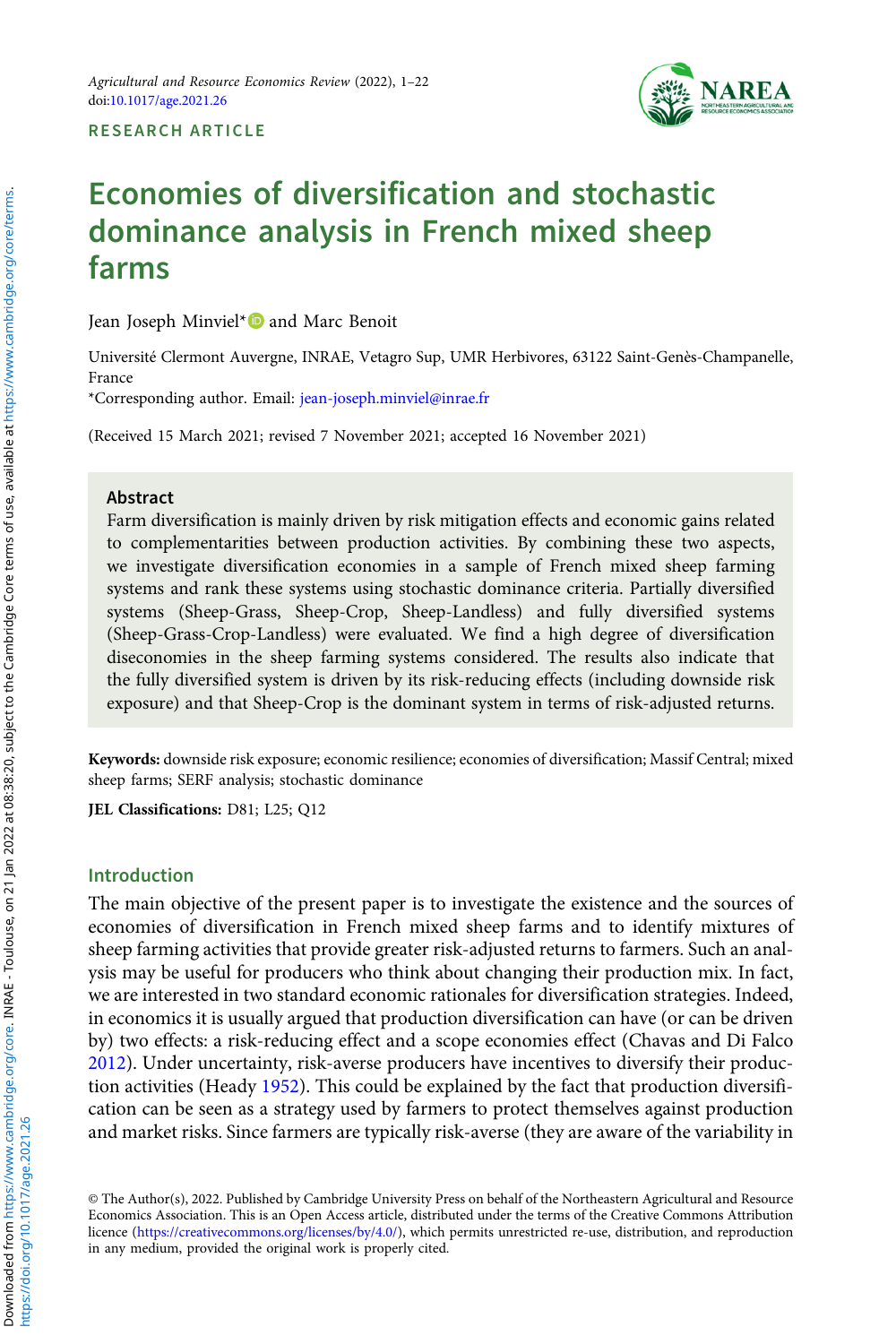# Economies of diversification and stochastic dominance analysis in French mixed sheep farms

Jean Joseph Minviel* and Marc Benoit

Université Clermont Auvergne, INRAE, Vetagro Sup, UMR Herbivores, 63122 Saint-Genès-Champanelle, France

*Corresponding author. Email: jean-joseph.minviel@inrae.fr

(Received 15 March 2021; revised 7 November 2021; accepted 16 November 2021)

## Abstract

Farm diversification is mainly driven by risk mitigation effects and economic gains related to complementarities between production activities. By combining these two aspects, we investigate diversification economies in a sample of French mixed sheep farming systems and rank these systems using stochastic dominance criteria. Partially diversified systems (Sheep-Grass, Sheep-Crop, Sheep-Landless) and fully diversified systems (Sheep-Grass-Crop-Landless) were evaluated. We find a high degree of diversification diseconomies in the sheep farming systems considered. The results also indicate that the fully diversified system is driven by its risk-reducing effects (including downside risk exposure) and that Sheep-Crop is the dominant system in terms of risk-adjusted returns.

**Keywords:** downside risk exposure; economic resilience; economies of diversification; Massif Central; mixed sheep farms; SERF analysis; stochastic dominance

**JEL Classifications:** D81; L25; Q12

## Introduction

The main objective of the present paper is to investigate the existence and the sources of economies of diversification in French mixed sheep farms and to identify mixtures of sheep farming activities that provide greater risk-adjusted returns to farmers. Such an analysis may be useful for producers who think about changing their production mix. In fact, we are interested in two standard economic rationales for diversification strategies. Indeed, in economics it is usually argued that production diversification can have (or can be driven by) two effects: a risk-reducing effect and a scope economies effect (Chavas and Di Falco 2012). Under uncertainty, risk-averse producers have incentives to diversify their production activities (Heady 1952). This could be explained by the fact that production diversification can be seen as a strategy used by farmers to protect themselves against production and market risks. Since farmers are typically risk-averse (they are aware of the variability in

© The Author(s), 2022. Published by Cambridge University Press on behalf of the Northeastern Agricultural and Resource Economics Association. This is an Open Access article, distributed under the terms of the Creative Commons Attribution licence (https://creativecommons.org/licenses/by/4.0/), which permits unrestricted re-use, distribution, and reproduction in any medium, provided the original work is properly cited.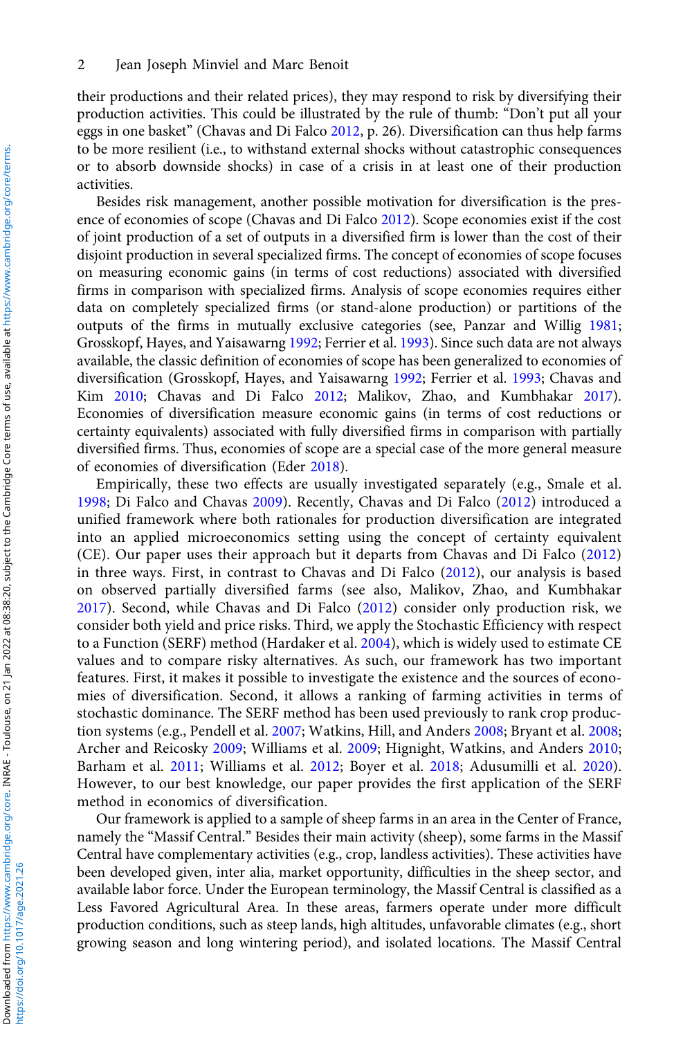their productions and their related prices), they may respond to risk by diversifying their production activities. This could be illustrated by the rule of thumb: "Don't put all your eggs in one basket" (Chavas and Di Falco 2012, p. 26). Diversification can thus help farms to be more resilient (i.e., to withstand external shocks without catastrophic consequences or to absorb downside shocks) in case of a crisis in at least one of their production activities.

Besides risk management, another possible motivation for diversification is the presence of economies of scope (Chavas and Di Falco 2012). Scope economies exist if the cost of joint production of a set of outputs in a diversified firm is lower than the cost of their disjoint production in several specialized firms. The concept of economies of scope focuses on measuring economic gains (in terms of cost reductions) associated with diversified firms in comparison with specialized firms. Analysis of scope economies requires either data on completely specialized firms (or stand-alone production) or partitions of the outputs of the firms in mutually exclusive categories (see, Panzar and Willig 1981; Grosskopf, Hayes, and Yaisawarng 1992; Ferrier et al. 1993). Since such data are not always available, the classic definition of economies of scope has been generalized to economies of diversification (Grosskopf, Hayes, and Yaisawarng 1992; Ferrier et al. 1993; Chavas and Kim 2010; Chavas and Di Falco 2012; Malikov, Zhao, and Kumbhakar 2017). Economies of diversification measure economic gains (in terms of cost reductions or certainty equivalents) associated with fully diversified firms in comparison with partially diversified firms. Thus, economies of scope are a special case of the more general measure of economies of diversification (Eder 2018).

Empirically, these two effects are usually investigated separately (e.g., Smale et al. 1998; Di Falco and Chavas 2009). Recently, Chavas and Di Falco (2012) introduced a unified framework where both rationales for production diversification are integrated into an applied microeconomics setting using the concept of certainty equivalent (CE). Our paper uses their approach but it departs from Chavas and Di Falco (2012) in three ways. First, in contrast to Chavas and Di Falco (2012), our analysis is based on observed partially diversified farms (see also, Malikov, Zhao, and Kumbhakar 2017). Second, while Chavas and Di Falco (2012) consider only production risk, we consider both yield and price risks. Third, we apply the Stochastic Efficiency with respect to a Function (SERF) method (Hardaker et al. 2004), which is widely used to estimate CE values and to compare risky alternatives. As such, our framework has two important features. First, it makes it possible to investigate the existence and the sources of economies of diversification. Second, it allows a ranking of farming activities in terms of stochastic dominance. The SERF method has been used previously to rank crop production systems (e.g., Pendell et al. 2007; Watkins, Hill, and Anders 2008; Bryant et al. 2008; Archer and Reicosky 2009; Williams et al. 2009; Hignight, Watkins, and Anders 2010; Barham et al. 2011; Williams et al. 2012; Boyer et al. 2018; Adusumilli et al. 2020). However, to our best knowledge, our paper provides the first application of the SERF method in economics of diversification.

Our framework is applied to a sample of sheep farms in an area in the Center of France, namely the "Massif Central." Besides their main activity (sheep), some farms in the Massif Central have complementary activities (e.g., crop, landless activities). These activities have been developed given, inter alia, market opportunity, difficulties in the sheep sector, and available labor force. Under the European terminology, the Massif Central is classified as a Less Favored Agricultural Area. In these areas, farmers operate under more difficult production conditions, such as steep lands, high altitudes, unfavorable climates (e.g., short growing season and long wintering period), and isolated locations. The Massif Central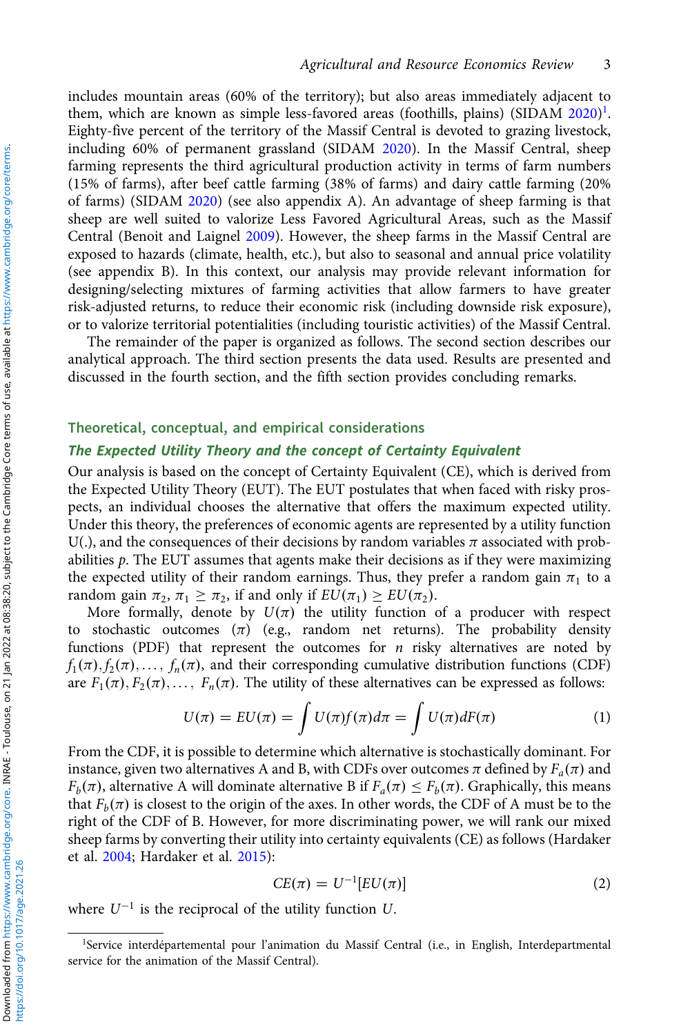includes mountain areas (60% of the territory); but also areas immediately adjacent to them, which are known as simple less-favored areas (foothills, plains) (SIDAM 2020)[1]. Eighty-five percent of the territory of the Massif Central is devoted to grazing livestock, including 60% of permanent grassland (SIDAM 2020). In the Massif Central, sheep farming represents the third agricultural production activity in terms of farm numbers (15% of farms), after beef cattle farming (38% of farms) and dairy cattle farming (20% of farms) (SIDAM 2020) (see also appendix A). An advantage of sheep farming is that sheep are well suited to valorize Less Favored Agricultural Areas, such as the Massif Central (Benoit and Laignel 2009). However, the sheep farms in the Massif Central are exposed to hazards (climate, health, etc.), but also to seasonal and annual price volatility (see appendix B). In this context, our analysis may provide relevant information for designing/selecting mixtures of farming activities that allow farmers to have greater risk-adjusted returns, to reduce their economic risk (including downside risk exposure), or to valorize territorial potentialities (including touristic activities) of the Massif Central.

The remainder of the paper is organized as follows. The second section describes our analytical approach. The third section presents the data used. Results are presented and discussed in the fourth section, and the fifth section provides concluding remarks.

## Theoretical, conceptual, and empirical considerations

### *The Expected Utility Theory and the concept of Certainty Equivalent*

Our analysis is based on the concept of Certainty Equivalent (CE), which is derived from the Expected Utility Theory (EUT). The EUT postulates that when faced with risky prospects, an individual chooses the alternative that offers the maximum expected utility. Under this theory, the preferences of economic agents are represented by a utility function U(.), and the consequences of their decisions by random variables $\pi$ associated with probabilities $p$. The EUT assumes that agents make their decisions as if they were maximizing the expected utility of their random earnings. Thus, they prefer a random gain $\pi_1$ to a random gain $\pi_2$, $\pi_1 \geq \pi_2$, if and only if $EU(\pi_1) \geq EU(\pi_2)$.

More formally, denote by $U(\pi)$ the utility function of a producer with respect to stochastic outcomes ($\pi$) (e.g., random net returns). The probability density functions (PDF) that represent the outcomes for $n$ risky alternatives are noted by $f_1(\pi), f_2(\pi), \ldots, f_n(\pi)$, and their corresponding cumulative distribution functions (CDF) are $F_1(\pi), F_2(\pi), \ldots, F_n(\pi)$. The utility of these alternatives can be expressed as follows:

$$U(\pi) = EU(\pi) = \int U(\pi) f(\pi) d\pi = \int U(\pi) dF(\pi) \tag{1}$$

From the CDF, it is possible to determine which alternative is stochastically dominant. For instance, given two alternatives A and B, with CDFs over outcomes $\pi$ defined by $F_a(\pi)$ and $F_b(\pi)$, alternative A will dominate alternative B if $F_a(\pi) \leq F_b(\pi)$. Graphically, this means that $F_b(\pi)$ is closest to the origin of the axes. In other words, the CDF of A must be to the right of the CDF of B. However, for more discriminating power, we will rank our mixed sheep farms by converting their utility into certainty equivalents (CE) as follows (Hardaker et al. 2004; Hardaker et al. 2015):

$$CE(\pi) = U^{-1}[EU(\pi)] \tag{2}$$

where $U^{-1}$ is the reciprocal of the utility function $U$.

[1]Service interdépartemental pour l'animation du Massif Central (i.e., in English, Interdepartmental service for the animation of the Massif Central).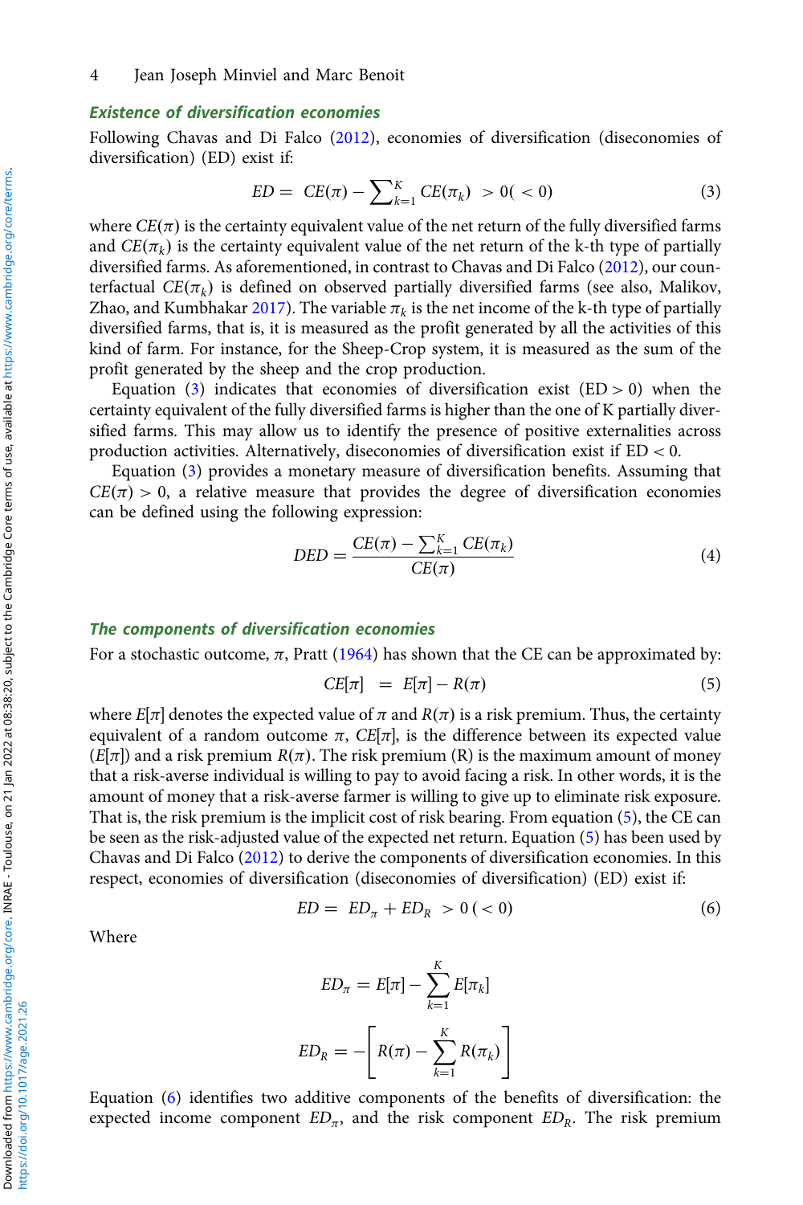### *Existence of diversification economies*

Following Chavas and Di Falco (2012), economies of diversification (diseconomies of diversification) (ED) exist if:

$$ED = CE(\pi) - \sum_{k=1}^{K} CE(\pi_k) > 0(<0) \tag{3}$$

where $CE(\pi)$ is the certainty equivalent value of the net return of the fully diversified farms and $CE(\pi_k)$ is the certainty equivalent value of the net return of the k-th type of partially diversified farms. As aforementioned, in contrast to Chavas and Di Falco (2012), our counterfactual $CE(\pi_k)$ is defined on observed partially diversified farms (see also, Malikov, Zhao, and Kumbhakar 2017). The variable $\pi_k$ is the net income of the k-th type of partially diversified farms, that is, it is measured as the profit generated by all the activities of this kind of farm. For instance, for the Sheep-Crop system, it is measured as the sum of the profit generated by the sheep and the crop production.

Equation (3) indicates that economies of diversification exist (ED > 0) when the certainty equivalent of the fully diversified farms is higher than the one of K partially diversified farms. This may allow us to identify the presence of positive externalities across production activities. Alternatively, diseconomies of diversification exist if ED < 0.

Equation (3) provides a monetary measure of diversification benefits. Assuming that $CE(\pi) > 0$, a relative measure that provides the degree of diversification economies can be defined using the following expression:

$$DED = \frac{CE(\pi) - \sum_{k=1}^{K} CE(\pi_k)}{CE(\pi)} \tag{4}$$

### *The components of diversification economies*

For a stochastic outcome, $\pi$, Pratt (1964) has shown that the CE can be approximated by:

$$CE[\pi] = E[\pi] - R(\pi) \tag{5}$$

where $E[\pi]$ denotes the expected value of $\pi$ and $R(\pi)$ is a risk premium. Thus, the certainty equivalent of a random outcome $\pi$, $CE[\pi]$, is the difference between its expected value ($E[\pi]$) and a risk premium $R(\pi)$. The risk premium (R) is the maximum amount of money that a risk-averse individual is willing to pay to avoid facing a risk. In other words, it is the amount of money that a risk-averse farmer is willing to give up to eliminate risk exposure. That is, the risk premium is the implicit cost of risk bearing. From equation (5), the CE can be seen as the risk-adjusted value of the expected net return. Equation (5) has been used by Chavas and Di Falco (2012) to derive the components of diversification economies. In this respect, economies of diversification (diseconomies of diversification) (ED) exist if:

$$ED = ED_\pi + ED_R > 0\,(<0) \tag{6}$$

Where

$$ED_\pi = E[\pi] - \sum_{k=1}^{K} E[\pi_k]$$

$$ED_R = -\left[R(\pi) - \sum_{k=1}^{K} R(\pi_k)\right]$$

Equation (6) identifies two additive components of the benefits of diversification: the expected income component $ED_\pi$, and the risk component $ED_R$. The risk premium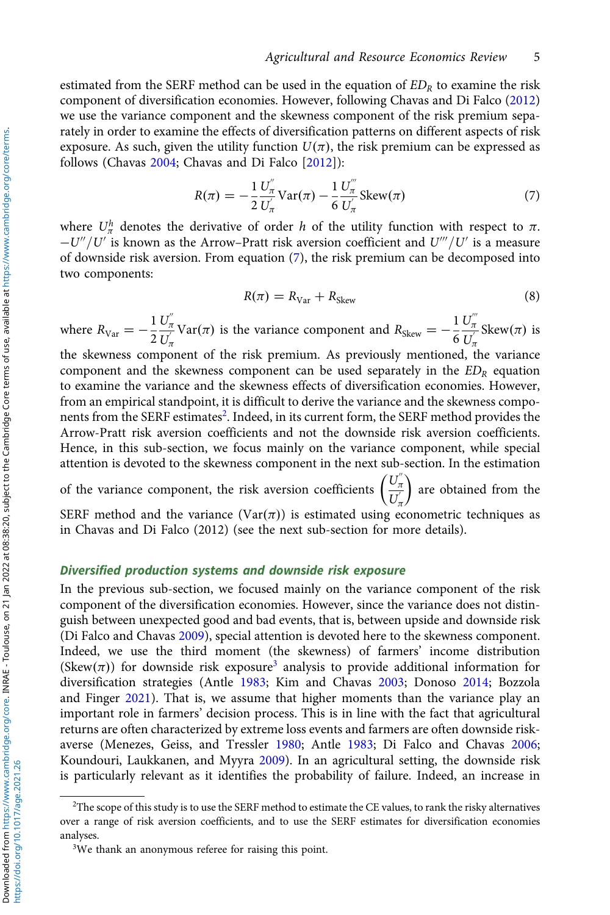estimated from the SERF method can be used in the equation of $ED_R$ to examine the risk component of diversification economies. However, following Chavas and Di Falco (2012) we use the variance component and the skewness component of the risk premium separately in order to examine the effects of diversification patterns on different aspects of risk exposure. As such, given the utility function $U(\pi)$, the risk premium can be expressed as follows (Chavas 2004; Chavas and Di Falco [2012]):

$$R(\pi) = -\frac{1}{2}\frac{U_{\pi}^{''}}{U_{\pi}^{'}}\mathrm{Var}(\pi) - \frac{1}{6}\frac{U_{\pi}^{'''}}{U_{\pi}^{'}}\mathrm{Skew}(\pi) \tag{7}$$

where $U_{\pi}^{h}$ denotes the derivative of order $h$ of the utility function with respect to $\pi$. $-U''/U'$ is known as the Arrow–Pratt risk aversion coefficient and $U'''/U'$ is a measure of downside risk aversion. From equation (7), the risk premium can be decomposed into two components:

$$R(\pi) = R_{\mathrm{Var}} + R_{\mathrm{Skew}} \tag{8}$$

where $R_{\mathrm{Var}} = -\frac{1}{2}\frac{U_{\pi}^{''}}{U_{\pi}^{'}}\mathrm{Var}(\pi)$ is the variance component and $R_{\mathrm{Skew}} = -\frac{1}{6}\frac{U_{\pi}^{'''}}{U_{\pi}^{'}}\mathrm{Skew}(\pi)$ is the skewness component of the risk premium. As previously mentioned, the variance component and the skewness component can be used separately in the $ED_R$ equation to examine the variance and the skewness effects of diversification economies. However, from an empirical standpoint, it is difficult to derive the variance and the skewness components from the SERF estimates[2]. Indeed, in its current form, the SERF method provides the Arrow-Pratt risk aversion coefficients and not the downside risk aversion coefficients. Hence, in this sub-section, we focus mainly on the variance component, while special attention is devoted to the skewness component in the next sub-section. In the estimation of the variance component, the risk aversion coefficients $\left(\frac{U_{\pi}^{''}}{U_{\pi}^{'}}\right)$ are obtained from the SERF method and the variance ($\mathrm{Var}(\pi)$) is estimated using econometric techniques as in Chavas and Di Falco (2012) (see the next sub-section for more details).

### *Diversified production systems and downside risk exposure*

In the previous sub-section, we focused mainly on the variance component of the risk component of the diversification economies. However, since the variance does not distinguish between unexpected good and bad events, that is, between upside and downside risk (Di Falco and Chavas 2009), special attention is devoted here to the skewness component. Indeed, we use the third moment (the skewness) of farmers' income distribution ($\mathrm{Skew}(\pi)$) for downside risk exposure[3] analysis to provide additional information for diversification strategies (Antle 1983; Kim and Chavas 2003; Donoso 2014; Bozzola and Finger 2021). That is, we assume that higher moments than the variance play an important role in farmers' decision process. This is in line with the fact that agricultural returns are often characterized by extreme loss events and farmers are often downside risk-averse (Menezes, Geiss, and Tressler 1980; Antle 1983; Di Falco and Chavas 2006; Koundouri, Laukkanen, and Myyra 2009). In an agricultural setting, the downside risk is particularly relevant as it identifies the probability of failure. Indeed, an increase in

[2]The scope of this study is to use the SERF method to estimate the CE values, to rank the risky alternatives over a range of risk aversion coefficients, and to use the SERF estimates for diversification economies analyses.

[3]We thank an anonymous referee for raising this point.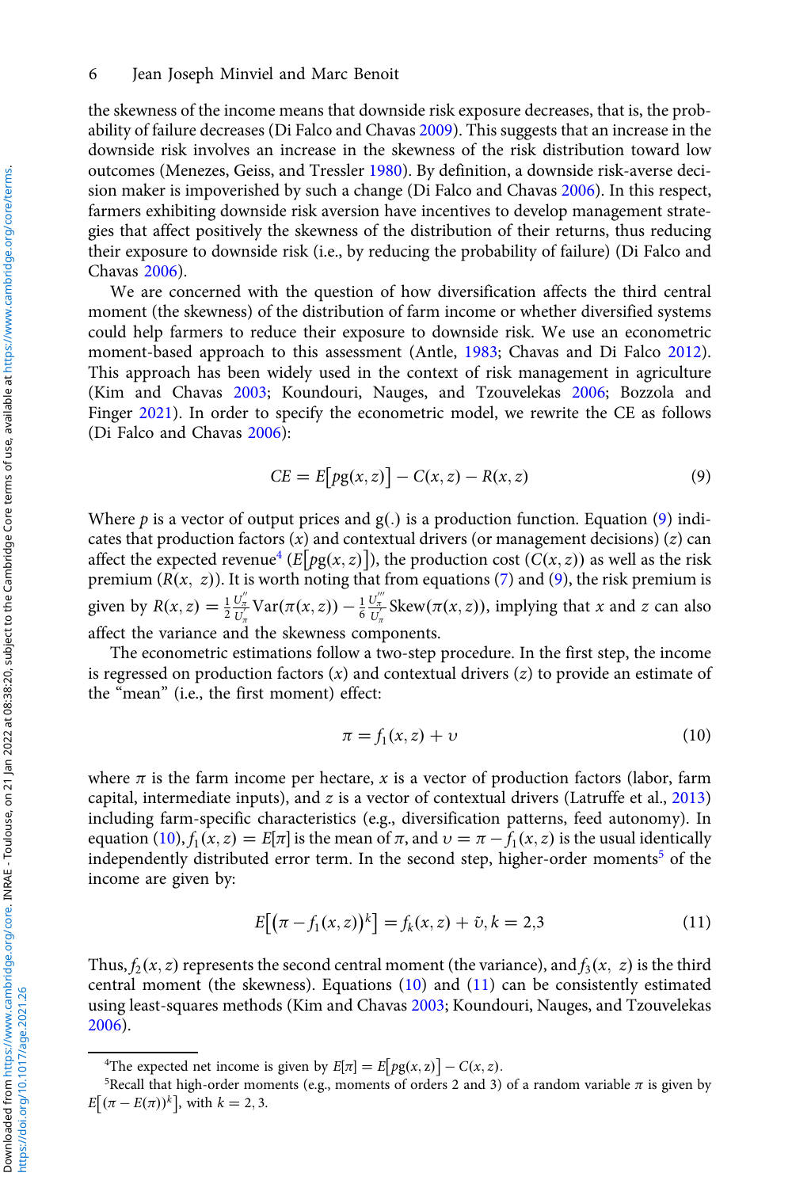the skewness of the income means that downside risk exposure decreases, that is, the probability of failure decreases (Di Falco and Chavas 2009). This suggests that an increase in the downside risk involves an increase in the skewness of the risk distribution toward low outcomes (Menezes, Geiss, and Tressler 1980). By definition, a downside risk-averse decision maker is impoverished by such a change (Di Falco and Chavas 2006). In this respect, farmers exhibiting downside risk aversion have incentives to develop management strategies that affect positively the skewness of the distribution of their returns, thus reducing their exposure to downside risk (i.e., by reducing the probability of failure) (Di Falco and Chavas 2006).

We are concerned with the question of how diversification affects the third central moment (the skewness) of the distribution of farm income or whether diversified systems could help farmers to reduce their exposure to downside risk. We use an econometric moment-based approach to this assessment (Antle, 1983; Chavas and Di Falco 2012). This approach has been widely used in the context of risk management in agriculture (Kim and Chavas 2003; Koundouri, Nauges, and Tzouvelekas 2006; Bozzola and Finger 2021). In order to specify the econometric model, we rewrite the CE as follows (Di Falco and Chavas 2006):

$$CE = E\left[pg(x, z)\right] - C(x, z) - R(x, z) \tag{9}$$

Where $p$ is a vector of output prices and g(.) is a production function. Equation (9) indicates that production factors ($x$) and contextual drivers (or management decisions) ($z$) can affect the expected revenue[4] ($E\left[pg(x, z)\right]$), the production cost ($C(x, z)$) as well as the risk premium ($R(x, z)$). It is worth noting that from equations (7) and (9), the risk premium is given by $R(x, z) = \frac{1}{2}\frac{U''_\pi}{U'_\pi}\mathrm{Var}(\pi(x, z)) - \frac{1}{6}\frac{U'''_\pi}{U'_\pi}\mathrm{Skew}(\pi(x, z))$, implying that $x$ and $z$ can also affect the variance and the skewness components.

The econometric estimations follow a two-step procedure. In the first step, the income is regressed on production factors ($x$) and contextual drivers ($z$) to provide an estimate of the "mean" (i.e., the first moment) effect:

$$\pi = f_1(x, z) + \upsilon \tag{10}$$

where $\pi$ is the farm income per hectare, $x$ is a vector of production factors (labor, farm capital, intermediate inputs), and $z$ is a vector of contextual drivers (Latruffe et al., 2013) including farm-specific characteristics (e.g., diversification patterns, feed autonomy). In equation (10), $f_1(x, z) = E[\pi]$ is the mean of $\pi$, and $\upsilon = \pi - f_1(x, z)$ is the usual identically independently distributed error term. In the second step, higher-order moments[5] of the income are given by:

$$E\left[(\pi - f_1(x, z))^k\right] = f_k(x, z) + \tilde{\upsilon}, k = 2,3 \tag{11}$$

Thus, $f_2(x, z)$ represents the second central moment (the variance), and $f_3(x, z)$ is the third central moment (the skewness). Equations (10) and (11) can be consistently estimated using least-squares methods (Kim and Chavas 2003; Koundouri, Nauges, and Tzouvelekas 2006).

---

[4]The expected net income is given by $E[\pi] = E\left[pg(x, z)\right] - C(x, z)$.

[5]Recall that high-order moments (e.g., moments of orders 2 and 3) of a random variable $\pi$ is given by $E\left[(\pi - E(\pi))^k\right]$, with $k = 2, 3$.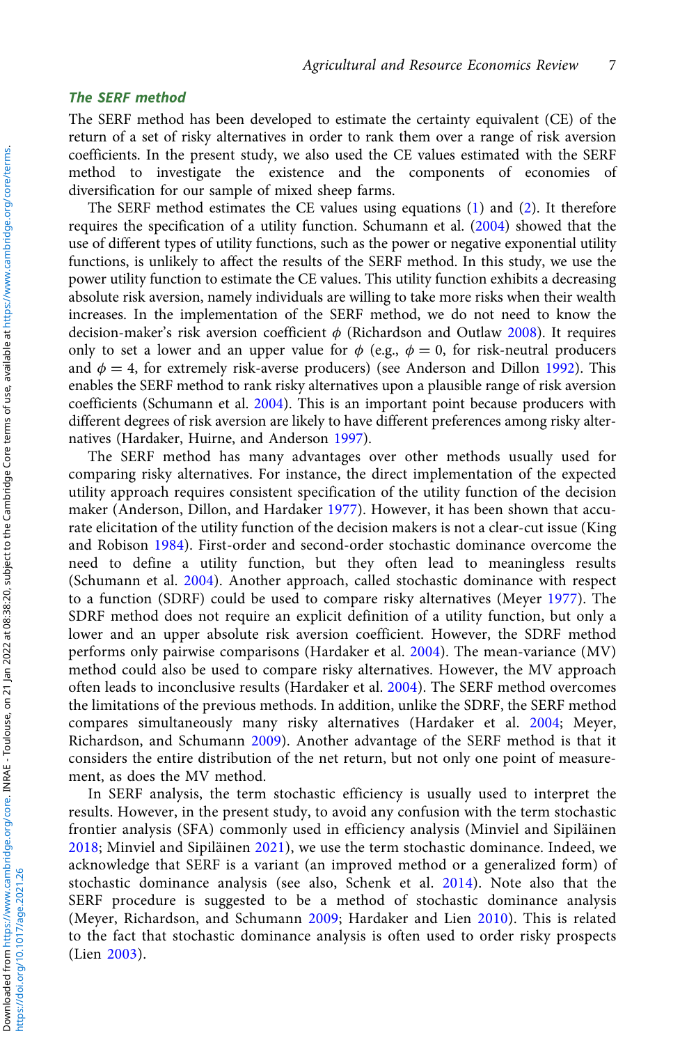### The SERF method

The SERF method has been developed to estimate the certainty equivalent (CE) of the return of a set of risky alternatives in order to rank them over a range of risk aversion coefficients. In the present study, we also used the CE values estimated with the SERF method to investigate the existence and the components of economies of diversification for our sample of mixed sheep farms.

The SERF method estimates the CE values using equations (1) and (2). It therefore requires the specification of a utility function. Schumann et al. (2004) showed that the use of different types of utility functions, such as the power or negative exponential utility functions, is unlikely to affect the results of the SERF method. In this study, we use the power utility function to estimate the CE values. This utility function exhibits a decreasing absolute risk aversion, namely individuals are willing to take more risks when their wealth increases. In the implementation of the SERF method, we do not need to know the decision-maker's risk aversion coefficient $\phi$ (Richardson and Outlaw 2008). It requires only to set a lower and an upper value for $\phi$ (e.g., $\phi = 0$, for risk-neutral producers and $\phi = 4$, for extremely risk-averse producers) (see Anderson and Dillon 1992). This enables the SERF method to rank risky alternatives upon a plausible range of risk aversion coefficients (Schumann et al. 2004). This is an important point because producers with different degrees of risk aversion are likely to have different preferences among risky alternatives (Hardaker, Huirne, and Anderson 1997).

The SERF method has many advantages over other methods usually used for comparing risky alternatives. For instance, the direct implementation of the expected utility approach requires consistent specification of the utility function of the decision maker (Anderson, Dillon, and Hardaker 1977). However, it has been shown that accurate elicitation of the utility function of the decision makers is not a clear-cut issue (King and Robison 1984). First-order and second-order stochastic dominance overcome the need to define a utility function, but they often lead to meaningless results (Schumann et al. 2004). Another approach, called stochastic dominance with respect to a function (SDRF) could be used to compare risky alternatives (Meyer 1977). The SDRF method does not require an explicit definition of a utility function, but only a lower and an upper absolute risk aversion coefficient. However, the SDRF method performs only pairwise comparisons (Hardaker et al. 2004). The mean-variance (MV) method could also be used to compare risky alternatives. However, the MV approach often leads to inconclusive results (Hardaker et al. 2004). The SERF method overcomes the limitations of the previous methods. In addition, unlike the SDRF, the SERF method compares simultaneously many risky alternatives (Hardaker et al. 2004; Meyer, Richardson, and Schumann 2009). Another advantage of the SERF method is that it considers the entire distribution of the net return, but not only one point of measurement, as does the MV method.

In SERF analysis, the term stochastic efficiency is usually used to interpret the results. However, in the present study, to avoid any confusion with the term stochastic frontier analysis (SFA) commonly used in efficiency analysis (Minviel and Sipiläinen 2018; Minviel and Sipiläinen 2021), we use the term stochastic dominance. Indeed, we acknowledge that SERF is a variant (an improved method or a generalized form) of stochastic dominance analysis (see also, Schenk et al. 2014). Note also that the SERF procedure is suggested to be a method of stochastic dominance analysis (Meyer, Richardson, and Schumann 2009; Hardaker and Lien 2010). This is related to the fact that stochastic dominance analysis is often used to order risky prospects (Lien 2003).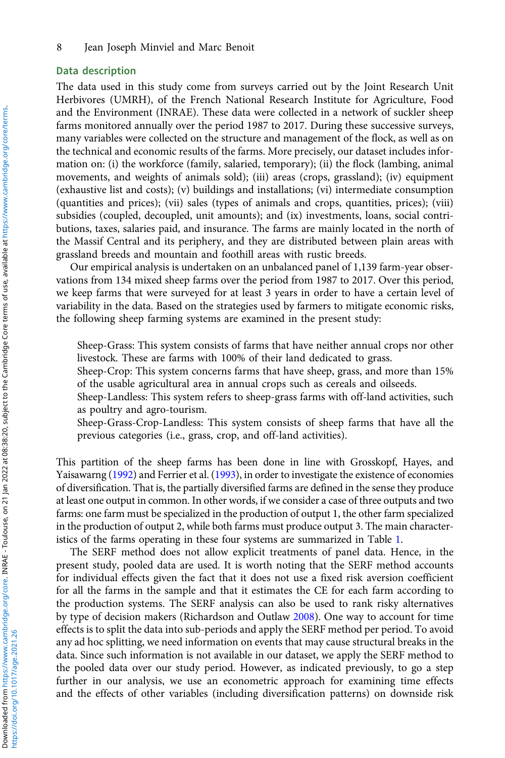## Data description

The data used in this study come from surveys carried out by the Joint Research Unit Herbivores (UMRH), of the French National Research Institute for Agriculture, Food and the Environment (INRAE). These data were collected in a network of suckler sheep farms monitored annually over the period 1987 to 2017. During these successive surveys, many variables were collected on the structure and management of the flock, as well as on the technical and economic results of the farms. More precisely, our dataset includes information on: (i) the workforce (family, salaried, temporary); (ii) the flock (lambing, animal movements, and weights of animals sold); (iii) areas (crops, grassland); (iv) equipment (exhaustive list and costs); (v) buildings and installations; (vi) intermediate consumption (quantities and prices); (vii) sales (types of animals and crops, quantities, prices); (viii) subsidies (coupled, decoupled, unit amounts); and (ix) investments, loans, social contributions, taxes, salaries paid, and insurance. The farms are mainly located in the north of the Massif Central and its periphery, and they are distributed between plain areas with grassland breeds and mountain and foothill areas with rustic breeds.

Our empirical analysis is undertaken on an unbalanced panel of 1,139 farm-year observations from 134 mixed sheep farms over the period from 1987 to 2017. Over this period, we keep farms that were surveyed for at least 3 years in order to have a certain level of variability in the data. Based on the strategies used by farmers to mitigate economic risks, the following sheep farming systems are examined in the present study:

Sheep-Grass: This system consists of farms that have neither annual crops nor other livestock. These are farms with 100% of their land dedicated to grass.
Sheep-Crop: This system concerns farms that have sheep, grass, and more than 15% of the usable agricultural area in annual crops such as cereals and oilseeds.
Sheep-Landless: This system refers to sheep-grass farms with off-land activities, such as poultry and agro-tourism.
Sheep-Grass-Crop-Landless: This system consists of sheep farms that have all the previous categories (i.e., grass, crop, and off-land activities).

This partition of the sheep farms has been done in line with Grosskopf, Hayes, and Yaisawarng (1992) and Ferrier et al. (1993), in order to investigate the existence of economies of diversification. That is, the partially diversified farms are defined in the sense they produce at least one output in common. In other words, if we consider a case of three outputs and two farms: one farm must be specialized in the production of output 1, the other farm specialized in the production of output 2, while both farms must produce output 3. The main characteristics of the farms operating in these four systems are summarized in Table 1.

The SERF method does not allow explicit treatments of panel data. Hence, in the present study, pooled data are used. It is worth noting that the SERF method accounts for individual effects given the fact that it does not use a fixed risk aversion coefficient for all the farms in the sample and that it estimates the CE for each farm according to the production systems. The SERF analysis can also be used to rank risky alternatives by type of decision makers (Richardson and Outlaw 2008). One way to account for time effects is to split the data into sub-periods and apply the SERF method per period. To avoid any ad hoc splitting, we need information on events that may cause structural breaks in the data. Since such information is not available in our dataset, we apply the SERF method to the pooled data over our study period. However, as indicated previously, to go a step further in our analysis, we use an econometric approach for examining time effects and the effects of other variables (including diversification patterns) on downside risk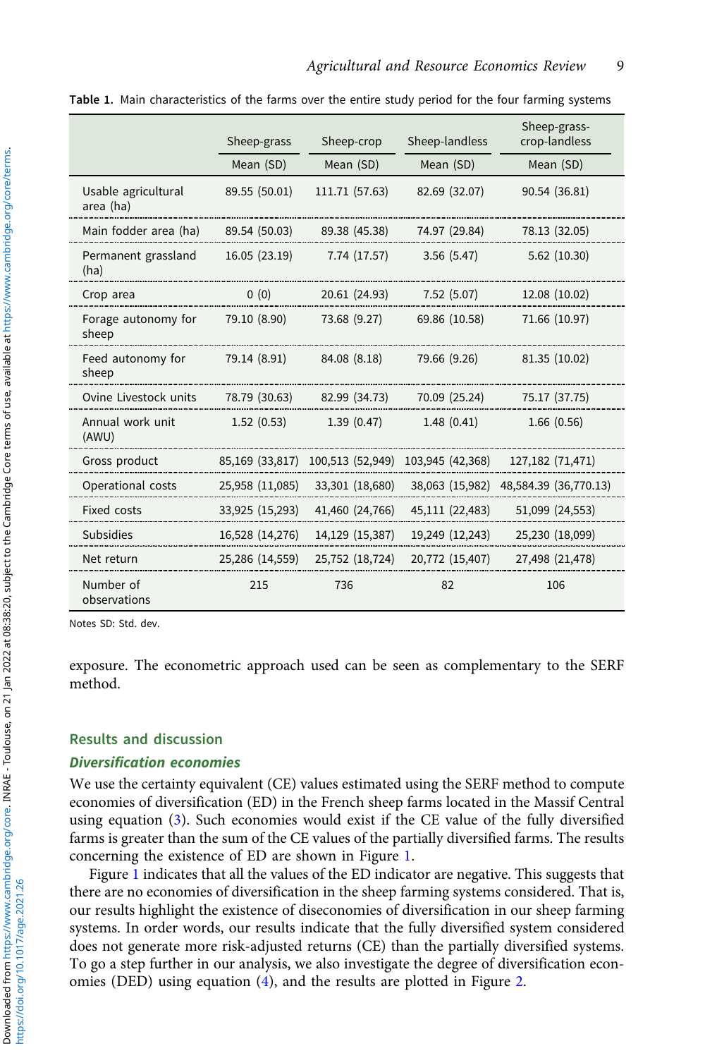**Table 1.** Main characteristics of the farms over the entire study period for the four farming systems

| | Sheep-grass | Sheep-crop | Sheep-landless | Sheep-grass-crop-landless |
|---|---|---|---|---|
| | Mean (SD) | Mean (SD) | Mean (SD) | Mean (SD) |
| Usable agricultural area (ha) | 89.55 (50.01) | 111.71 (57.63) | 82.69 (32.07) | 90.54 (36.81) |
| Main fodder area (ha) | 89.54 (50.03) | 89.38 (45.38) | 74.97 (29.84) | 78.13 (32.05) |
| Permanent grassland (ha) | 16.05 (23.19) | 7.74 (17.57) | 3.56 (5.47) | 5.62 (10.30) |
| Crop area | 0 (0) | 20.61 (24.93) | 7.52 (5.07) | 12.08 (10.02) |
| Forage autonomy for sheep | 79.10 (8.90) | 73.68 (9.27) | 69.86 (10.58) | 71.66 (10.97) |
| Feed autonomy for sheep | 79.14 (8.91) | 84.08 (8.18) | 79.66 (9.26) | 81.35 (10.02) |
| Ovine Livestock units | 78.79 (30.63) | 82.99 (34.73) | 70.09 (25.24) | 75.17 (37.75) |
| Annual work unit (AWU) | 1.52 (0.53) | 1.39 (0.47) | 1.48 (0.41) | 1.66 (0.56) |
| Gross product | 85,169 (33,817) | 100,513 (52,949) | 103,945 (42,368) | 127,182 (71,471) |
| Operational costs | 25,958 (11,085) | 33,301 (18,680) | 38,063 (15,982) | 48,584.39 (36,770.13) |
| Fixed costs | 33,925 (15,293) | 41,460 (24,766) | 45,111 (22,483) | 51,099 (24,553) |
| Subsidies | 16,528 (14,276) | 14,129 (15,387) | 19,249 (12,243) | 25,230 (18,099) |
| Net return | 25,286 (14,559) | 25,752 (18,724) | 20,772 (15,407) | 27,498 (21,478) |
| Number of observations | 215 | 736 | 82 | 106 |

Notes SD: Std. dev.

exposure. The econometric approach used can be seen as complementary to the SERF method.

## Results and discussion

### *Diversification economies*

We use the certainty equivalent (CE) values estimated using the SERF method to compute economies of diversification (ED) in the French sheep farms located in the Massif Central using equation (3). Such economies would exist if the CE value of the fully diversified farms is greater than the sum of the CE values of the partially diversified farms. The results concerning the existence of ED are shown in Figure 1.

Figure 1 indicates that all the values of the ED indicator are negative. This suggests that there are no economies of diversification in the sheep farming systems considered. That is, our results highlight the existence of diseconomies of diversification in our sheep farming systems. In order words, our results indicate that the fully diversified system considered does not generate more risk-adjusted returns (CE) than the partially diversified systems. To go a step further in our analysis, we also investigate the degree of diversification economies (DED) using equation (4), and the results are plotted in Figure 2.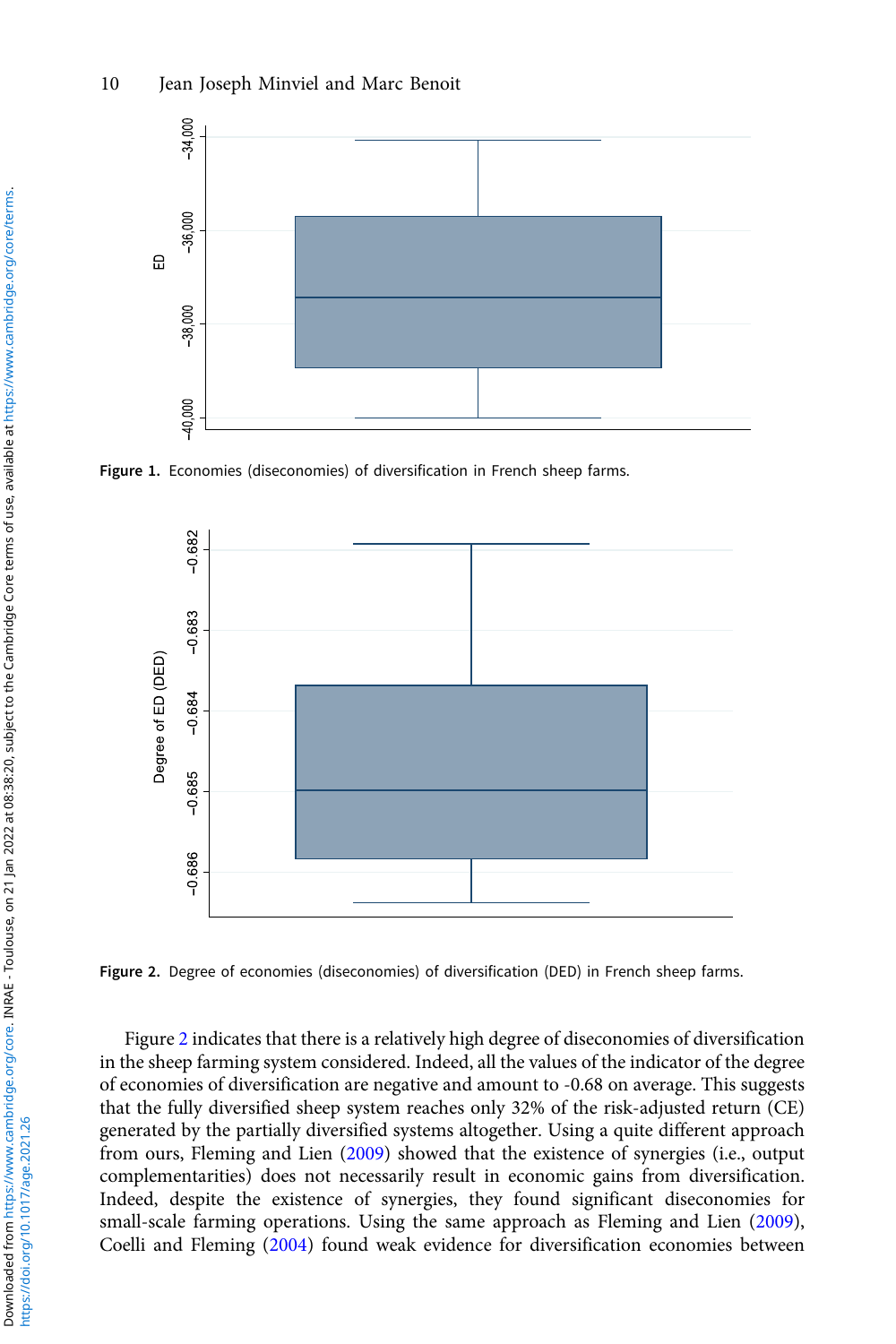Figure 1. Economies (diseconomies) of diversification in French sheep farms.

Figure 2. Degree of economies (diseconomies) of diversification (DED) in French sheep farms.

Figure 2 indicates that there is a relatively high degree of diseconomies of diversification in the sheep farming system considered. Indeed, all the values of the indicator of the degree of economies of diversification are negative and amount to -0.68 on average. This suggests that the fully diversified sheep system reaches only 32% of the risk-adjusted return (CE) generated by the partially diversified systems altogether. Using a quite different approach from ours, Fleming and Lien (2009) showed that the existence of synergies (i.e., output complementarities) does not necessarily result in economic gains from diversification. Indeed, despite the existence of synergies, they found significant diseconomies for small-scale farming operations. Using the same approach as Fleming and Lien (2009), Coelli and Fleming (2004) found weak evidence for diversification economies between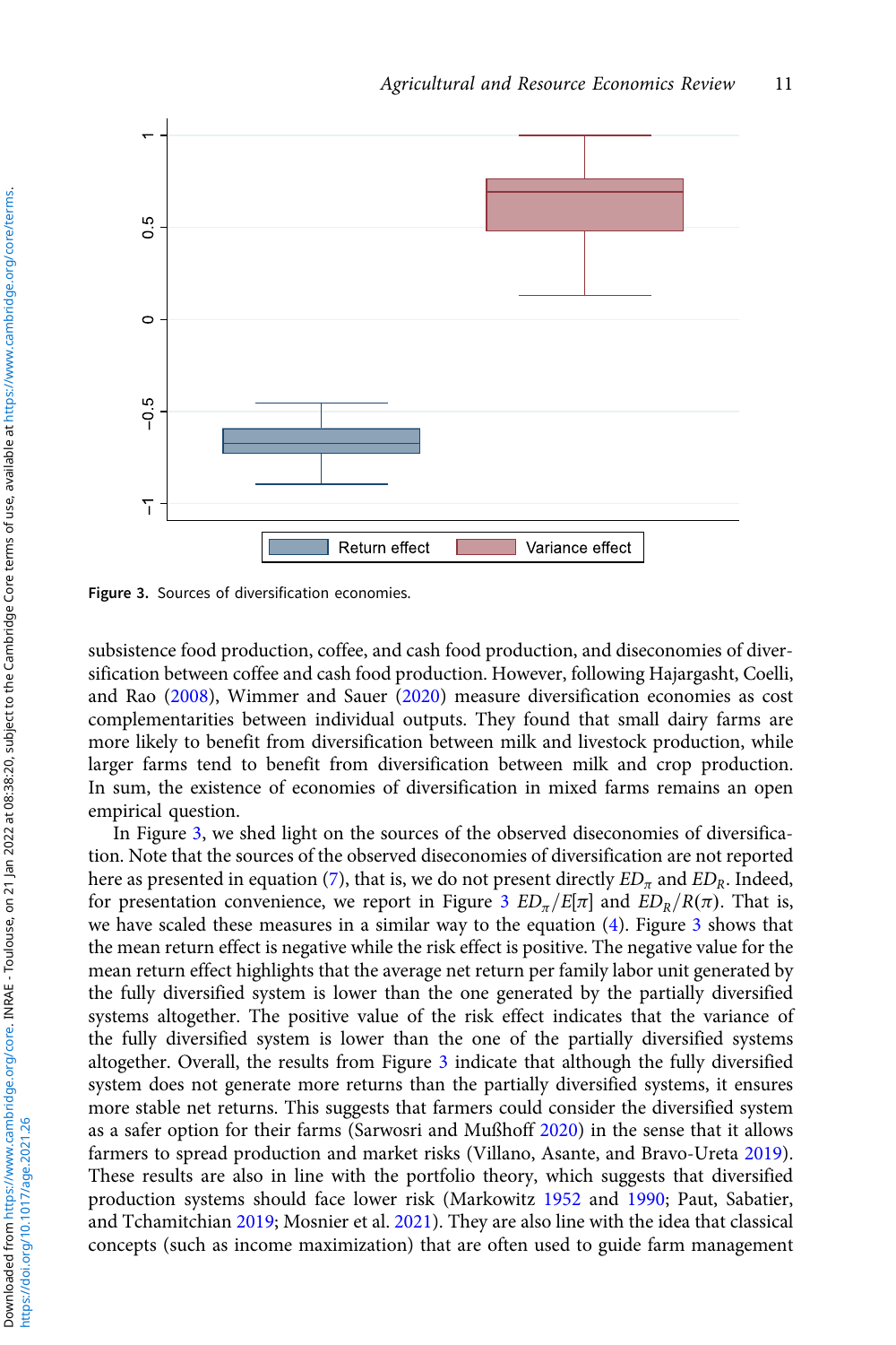Figure 3. Sources of diversification economies.

subsistence food production, coffee, and cash food production, and diseconomies of diversification between coffee and cash food production. However, following Hajargasht, Coelli, and Rao (2008), Wimmer and Sauer (2020) measure diversification economies as cost complementarities between individual outputs. They found that small dairy farms are more likely to benefit from diversification between milk and livestock production, while larger farms tend to benefit from diversification between milk and crop production. In sum, the existence of economies of diversification in mixed farms remains an open empirical question.

In Figure 3, we shed light on the sources of the observed diseconomies of diversification. Note that the sources of the observed diseconomies of diversification are not reported here as presented in equation (7), that is, we do not present directly $ED_{\pi}$ and $ED_{R}$. Indeed, for presentation convenience, we report in Figure 3 $ED_{\pi}/E[\pi]$ and $ED_{R}/R(\pi)$. That is, we have scaled these measures in a similar way to the equation (4). Figure 3 shows that the mean return effect is negative while the risk effect is positive. The negative value for the mean return effect highlights that the average net return per family labor unit generated by the fully diversified system is lower than the one generated by the partially diversified systems altogether. The positive value of the risk effect indicates that the variance of the fully diversified system is lower than the one of the partially diversified systems altogether. Overall, the results from Figure 3 indicate that although the fully diversified system does not generate more returns than the partially diversified systems, it ensures more stable net returns. This suggests that farmers could consider the diversified system as a safer option for their farms (Sarwosri and Mußhoff 2020) in the sense that it allows farmers to spread production and market risks (Villano, Asante, and Bravo-Ureta 2019). These results are also in line with the portfolio theory, which suggests that diversified production systems should face lower risk (Markowitz 1952 and 1990; Paut, Sabatier, and Tchamitchian 2019; Mosnier et al. 2021). They are also line with the idea that classical concepts (such as income maximization) that are often used to guide farm management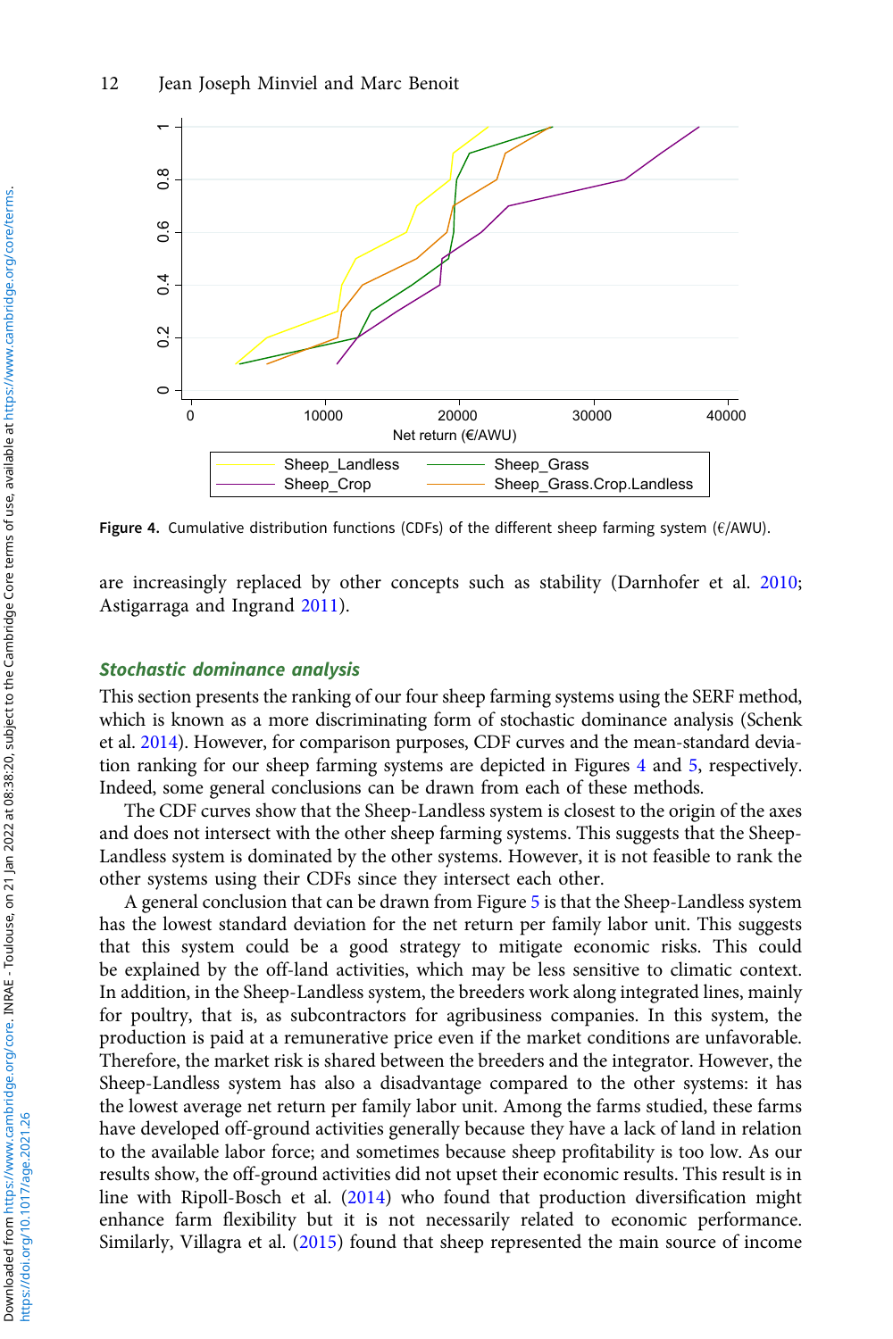Figure 4. Cumulative distribution functions (CDFs) of the different sheep farming system (€/AWU).

are increasingly replaced by other concepts such as stability (Darnhofer et al. 2010; Astigarraga and Ingrand 2011).

### *Stochastic dominance analysis*

This section presents the ranking of our four sheep farming systems using the SERF method, which is known as a more discriminating form of stochastic dominance analysis (Schenk et al. 2014). However, for comparison purposes, CDF curves and the mean-standard deviation ranking for our sheep farming systems are depicted in Figures 4 and 5, respectively. Indeed, some general conclusions can be drawn from each of these methods.

The CDF curves show that the Sheep-Landless system is closest to the origin of the axes and does not intersect with the other sheep farming systems. This suggests that the Sheep-Landless system is dominated by the other systems. However, it is not feasible to rank the other systems using their CDFs since they intersect each other.

A general conclusion that can be drawn from Figure 5 is that the Sheep-Landless system has the lowest standard deviation for the net return per family labor unit. This suggests that this system could be a good strategy to mitigate economic risks. This could be explained by the off-land activities, which may be less sensitive to climatic context. In addition, in the Sheep-Landless system, the breeders work along integrated lines, mainly for poultry, that is, as subcontractors for agribusiness companies. In this system, the production is paid at a remunerative price even if the market conditions are unfavorable. Therefore, the market risk is shared between the breeders and the integrator. However, the Sheep-Landless system has also a disadvantage compared to the other systems: it has the lowest average net return per family labor unit. Among the farms studied, these farms have developed off-ground activities generally because they have a lack of land in relation to the available labor force; and sometimes because sheep profitability is too low. As our results show, the off-ground activities did not upset their economic results. This result is in line with Ripoll-Bosch et al. (2014) who found that production diversification might enhance farm flexibility but it is not necessarily related to economic performance. Similarly, Villagra et al. (2015) found that sheep represented the main source of income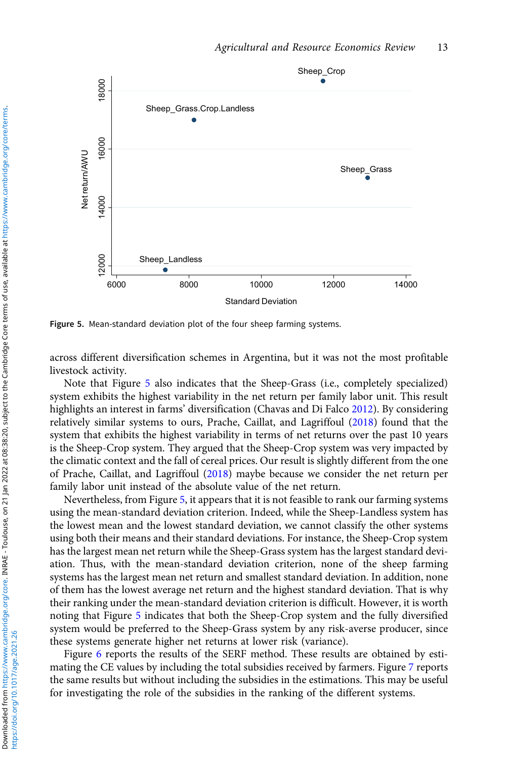Figure 5. Mean-standard deviation plot of the four sheep farming systems.

across different diversification schemes in Argentina, but it was not the most profitable livestock activity.

Note that Figure 5 also indicates that the Sheep-Grass (i.e., completely specialized) system exhibits the highest variability in the net return per family labor unit. This result highlights an interest in farms' diversification (Chavas and Di Falco 2012). By considering relatively similar systems to ours, Prache, Caillat, and Lagriffoul (2018) found that the system that exhibits the highest variability in terms of net returns over the past 10 years is the Sheep-Crop system. They argued that the Sheep-Crop system was very impacted by the climatic context and the fall of cereal prices. Our result is slightly different from the one of Prache, Caillat, and Lagriffoul (2018) maybe because we consider the net return per family labor unit instead of the absolute value of the net return.

Nevertheless, from Figure 5, it appears that it is not feasible to rank our farming systems using the mean-standard deviation criterion. Indeed, while the Sheep-Landless system has the lowest mean and the lowest standard deviation, we cannot classify the other systems using both their means and their standard deviations. For instance, the Sheep-Crop system has the largest mean net return while the Sheep-Grass system has the largest standard deviation. Thus, with the mean-standard deviation criterion, none of the sheep farming systems has the largest mean net return and smallest standard deviation. In addition, none of them has the lowest average net return and the highest standard deviation. That is why their ranking under the mean-standard deviation criterion is difficult. However, it is worth noting that Figure 5 indicates that both the Sheep-Crop system and the fully diversified system would be preferred to the Sheep-Grass system by any risk-averse producer, since these systems generate higher net returns at lower risk (variance).

Figure 6 reports the results of the SERF method. These results are obtained by estimating the CE values by including the total subsidies received by farmers. Figure 7 reports the same results but without including the subsidies in the estimations. This may be useful for investigating the role of the subsidies in the ranking of the different systems.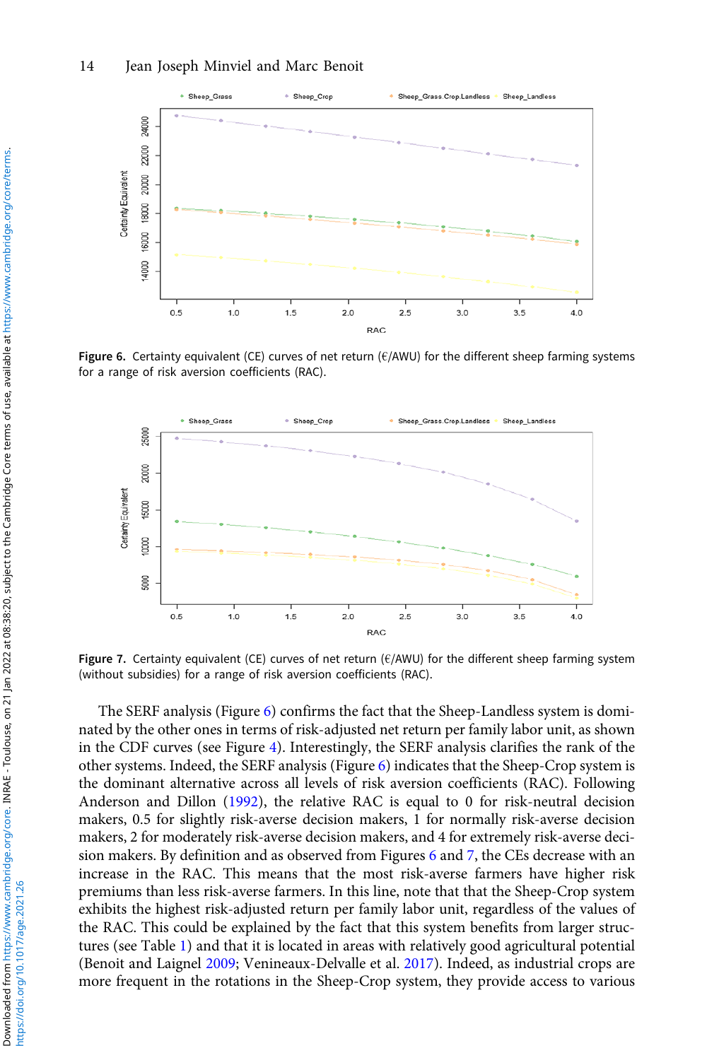**Figure 6.** Certainty equivalent (CE) curves of net return (€/AWU) for the different sheep farming systems for a range of risk aversion coefficients (RAC).

**Figure 7.** Certainty equivalent (CE) curves of net return (€/AWU) for the different sheep farming system (without subsidies) for a range of risk aversion coefficients (RAC).

The SERF analysis (Figure 6) confirms the fact that the Sheep-Landless system is dominated by the other ones in terms of risk-adjusted net return per family labor unit, as shown in the CDF curves (see Figure 4). Interestingly, the SERF analysis clarifies the rank of the other systems. Indeed, the SERF analysis (Figure 6) indicates that the Sheep-Crop system is the dominant alternative across all levels of risk aversion coefficients (RAC). Following Anderson and Dillon (1992), the relative RAC is equal to 0 for risk-neutral decision makers, 0.5 for slightly risk-averse decision makers, 1 for normally risk-averse decision makers, 2 for moderately risk-averse decision makers, and 4 for extremely risk-averse decision makers. By definition and as observed from Figures 6 and 7, the CEs decrease with an increase in the RAC. This means that the most risk-averse farmers have higher risk premiums than less risk-averse farmers. In this line, note that that the Sheep-Crop system exhibits the highest risk-adjusted return per family labor unit, regardless of the values of the RAC. This could be explained by the fact that this system benefits from larger structures (see Table 1) and that it is located in areas with relatively good agricultural potential (Benoit and Laignel 2009; Venineaux-Delvalle et al. 2017). Indeed, as industrial crops are more frequent in the rotations in the Sheep-Crop system, they provide access to various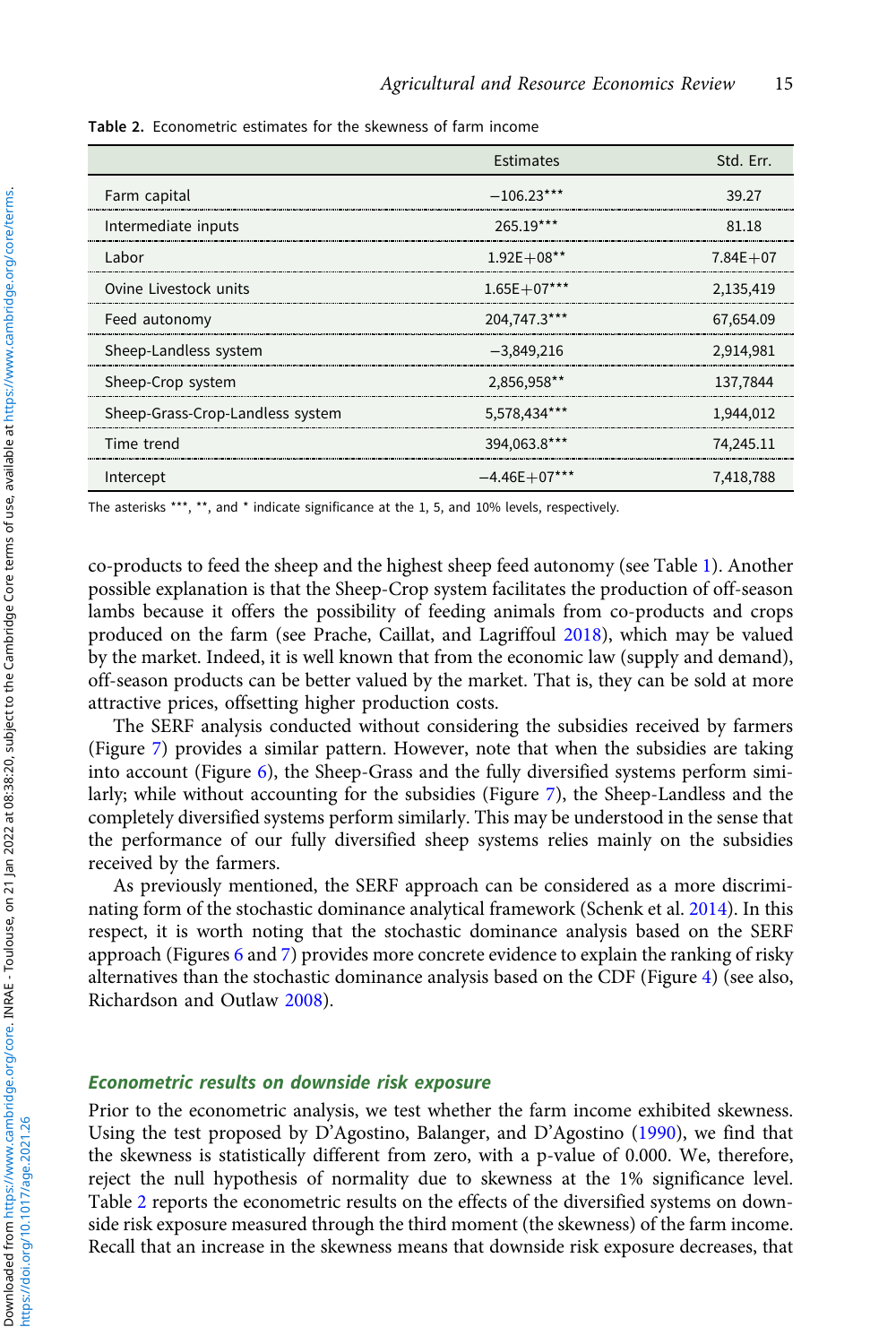Table 2. Econometric estimates for the skewness of farm income

| | Estimates | Std. Err. |
|---|---|---|
| Farm capital | −106.23*** | 39.27 |
| Intermediate inputs | 265.19*** | 81.18 |
| Labor | 1.92E+08** | 7.84E+07 |
| Ovine Livestock units | 1.65E+07*** | 2,135,419 |
| Feed autonomy | 204,747.3*** | 67,654.09 |
| Sheep-Landless system | −3,849,216 | 2,914,981 |
| Sheep-Crop system | 2,856,958** | 137,7844 |
| Sheep-Grass-Crop-Landless system | 5,578,434*** | 1,944,012 |
| Time trend | 394,063.8*** | 74,245.11 |
| Intercept | −4.46E+07*** | 7,418,788 |

The asterisks ***, **, and * indicate significance at the 1, 5, and 10% levels, respectively.

co-products to feed the sheep and the highest sheep feed autonomy (see Table 1). Another possible explanation is that the Sheep-Crop system facilitates the production of off-season lambs because it offers the possibility of feeding animals from co-products and crops produced on the farm (see Prache, Caillat, and Lagriffoul 2018), which may be valued by the market. Indeed, it is well known that from the economic law (supply and demand), off-season products can be better valued by the market. That is, they can be sold at more attractive prices, offsetting higher production costs.

The SERF analysis conducted without considering the subsidies received by farmers (Figure 7) provides a similar pattern. However, note that when the subsidies are taking into account (Figure 6), the Sheep-Grass and the fully diversified systems perform similarly; while without accounting for the subsidies (Figure 7), the Sheep-Landless and the completely diversified systems perform similarly. This may be understood in the sense that the performance of our fully diversified sheep systems relies mainly on the subsidies received by the farmers.

As previously mentioned, the SERF approach can be considered as a more discriminating form of the stochastic dominance analytical framework (Schenk et al. 2014). In this respect, it is worth noting that the stochastic dominance analysis based on the SERF approach (Figures 6 and 7) provides more concrete evidence to explain the ranking of risky alternatives than the stochastic dominance analysis based on the CDF (Figure 4) (see also, Richardson and Outlaw 2008).

### *Econometric results on downside risk exposure*

Prior to the econometric analysis, we test whether the farm income exhibited skewness. Using the test proposed by D'Agostino, Balanger, and D'Agostino (1990), we find that the skewness is statistically different from zero, with a p-value of 0.000. We, therefore, reject the null hypothesis of normality due to skewness at the 1% significance level. Table 2 reports the econometric results on the effects of the diversified systems on downside risk exposure measured through the third moment (the skewness) of the farm income. Recall that an increase in the skewness means that downside risk exposure decreases, that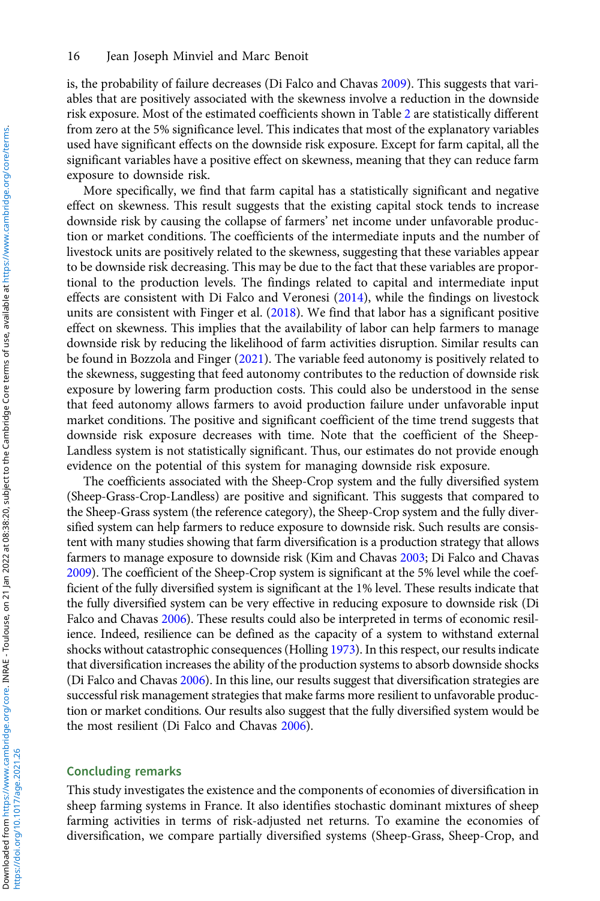is, the probability of failure decreases (Di Falco and Chavas 2009). This suggests that variables that are positively associated with the skewness involve a reduction in the downside risk exposure. Most of the estimated coefficients shown in Table 2 are statistically different from zero at the 5% significance level. This indicates that most of the explanatory variables used have significant effects on the downside risk exposure. Except for farm capital, all the significant variables have a positive effect on skewness, meaning that they can reduce farm exposure to downside risk.

More specifically, we find that farm capital has a statistically significant and negative effect on skewness. This result suggests that the existing capital stock tends to increase downside risk by causing the collapse of farmers' net income under unfavorable production or market conditions. The coefficients of the intermediate inputs and the number of livestock units are positively related to the skewness, suggesting that these variables appear to be downside risk decreasing. This may be due to the fact that these variables are proportional to the production levels. The findings related to capital and intermediate input effects are consistent with Di Falco and Veronesi (2014), while the findings on livestock units are consistent with Finger et al. (2018). We find that labor has a significant positive effect on skewness. This implies that the availability of labor can help farmers to manage downside risk by reducing the likelihood of farm activities disruption. Similar results can be found in Bozzola and Finger (2021). The variable feed autonomy is positively related to the skewness, suggesting that feed autonomy contributes to the reduction of downside risk exposure by lowering farm production costs. This could also be understood in the sense that feed autonomy allows farmers to avoid production failure under unfavorable input market conditions. The positive and significant coefficient of the time trend suggests that downside risk exposure decreases with time. Note that the coefficient of the Sheep-Landless system is not statistically significant. Thus, our estimates do not provide enough evidence on the potential of this system for managing downside risk exposure.

The coefficients associated with the Sheep-Crop system and the fully diversified system (Sheep-Grass-Crop-Landless) are positive and significant. This suggests that compared to the Sheep-Grass system (the reference category), the Sheep-Crop system and the fully diversified system can help farmers to reduce exposure to downside risk. Such results are consistent with many studies showing that farm diversification is a production strategy that allows farmers to manage exposure to downside risk (Kim and Chavas 2003; Di Falco and Chavas 2009). The coefficient of the Sheep-Crop system is significant at the 5% level while the coefficient of the fully diversified system is significant at the 1% level. These results indicate that the fully diversified system can be very effective in reducing exposure to downside risk (Di Falco and Chavas 2006). These results could also be interpreted in terms of economic resilience. Indeed, resilience can be defined as the capacity of a system to withstand external shocks without catastrophic consequences (Holling 1973). In this respect, our results indicate that diversification increases the ability of the production systems to absorb downside shocks (Di Falco and Chavas 2006). In this line, our results suggest that diversification strategies are successful risk management strategies that make farms more resilient to unfavorable production or market conditions. Our results also suggest that the fully diversified system would be the most resilient (Di Falco and Chavas 2006).

## Concluding remarks

This study investigates the existence and the components of economies of diversification in sheep farming systems in France. It also identifies stochastic dominant mixtures of sheep farming activities in terms of risk-adjusted net returns. To examine the economies of diversification, we compare partially diversified systems (Sheep-Grass, Sheep-Crop, and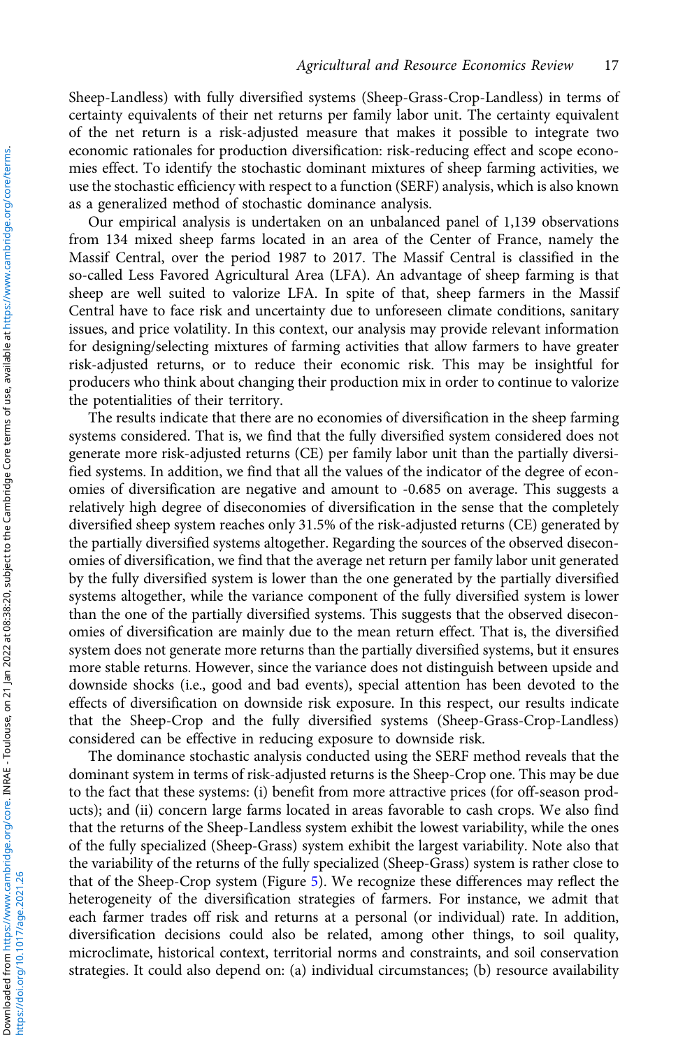Sheep-Landless) with fully diversified systems (Sheep-Grass-Crop-Landless) in terms of certainty equivalents of their net returns per family labor unit. The certainty equivalent of the net return is a risk-adjusted measure that makes it possible to integrate two economic rationales for production diversification: risk-reducing effect and scope economies effect. To identify the stochastic dominant mixtures of sheep farming activities, we use the stochastic efficiency with respect to a function (SERF) analysis, which is also known as a generalized method of stochastic dominance analysis.

Our empirical analysis is undertaken on an unbalanced panel of 1,139 observations from 134 mixed sheep farms located in an area of the Center of France, namely the Massif Central, over the period 1987 to 2017. The Massif Central is classified in the so-called Less Favored Agricultural Area (LFA). An advantage of sheep farming is that sheep are well suited to valorize LFA. In spite of that, sheep farmers in the Massif Central have to face risk and uncertainty due to unforeseen climate conditions, sanitary issues, and price volatility. In this context, our analysis may provide relevant information for designing/selecting mixtures of farming activities that allow farmers to have greater risk-adjusted returns, or to reduce their economic risk. This may be insightful for producers who think about changing their production mix in order to continue to valorize the potentialities of their territory.

The results indicate that there are no economies of diversification in the sheep farming systems considered. That is, we find that the fully diversified system considered does not generate more risk-adjusted returns (CE) per family labor unit than the partially diversified systems. In addition, we find that all the values of the indicator of the degree of economies of diversification are negative and amount to -0.685 on average. This suggests a relatively high degree of diseconomies of diversification in the sense that the completely diversified sheep system reaches only 31.5% of the risk-adjusted returns (CE) generated by the partially diversified systems altogether. Regarding the sources of the observed diseconomies of diversification, we find that the average net return per family labor unit generated by the fully diversified system is lower than the one generated by the partially diversified systems altogether, while the variance component of the fully diversified system is lower than the one of the partially diversified systems. This suggests that the observed diseconomies of diversification are mainly due to the mean return effect. That is, the diversified system does not generate more returns than the partially diversified systems, but it ensures more stable returns. However, since the variance does not distinguish between upside and downside shocks (i.e., good and bad events), special attention has been devoted to the effects of diversification on downside risk exposure. In this respect, our results indicate that the Sheep-Crop and the fully diversified systems (Sheep-Grass-Crop-Landless) considered can be effective in reducing exposure to downside risk.

The dominance stochastic analysis conducted using the SERF method reveals that the dominant system in terms of risk-adjusted returns is the Sheep-Crop one. This may be due to the fact that these systems: (i) benefit from more attractive prices (for off-season products); and (ii) concern large farms located in areas favorable to cash crops. We also find that the returns of the Sheep-Landless system exhibit the lowest variability, while the ones of the fully specialized (Sheep-Grass) system exhibit the largest variability. Note also that the variability of the returns of the fully specialized (Sheep-Grass) system is rather close to that of the Sheep-Crop system (Figure 5). We recognize these differences may reflect the heterogeneity of the diversification strategies of farmers. For instance, we admit that each farmer trades off risk and returns at a personal (or individual) rate. In addition, diversification decisions could also be related, among other things, to soil quality, microclimate, historical context, territorial norms and constraints, and soil conservation strategies. It could also depend on: (a) individual circumstances; (b) resource availability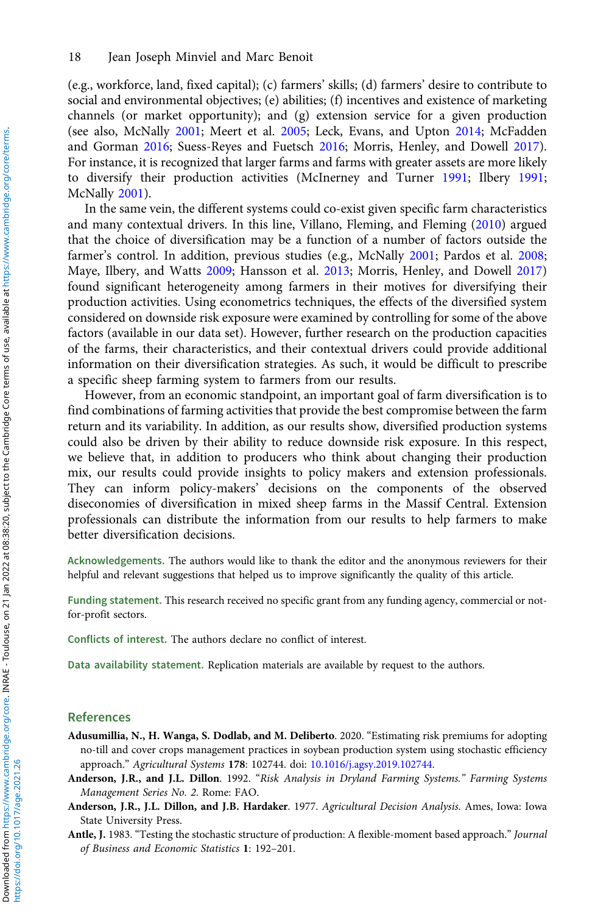(e.g., workforce, land, fixed capital); (c) farmers' skills; (d) farmers' desire to contribute to social and environmental objectives; (e) abilities; (f) incentives and existence of marketing channels (or market opportunity); and (g) extension service for a given production (see also, McNally 2001; Meert et al. 2005; Leck, Evans, and Upton 2014; McFadden and Gorman 2016; Suess-Reyes and Fuetsch 2016; Morris, Henley, and Dowell 2017). For instance, it is recognized that larger farms and farms with greater assets are more likely to diversify their production activities (McInerney and Turner 1991; Ilbery 1991; McNally 2001).

In the same vein, the different systems could co-exist given specific farm characteristics and many contextual drivers. In this line, Villano, Fleming, and Fleming (2010) argued that the choice of diversification may be a function of a number of factors outside the farmer's control. In addition, previous studies (e.g., McNally 2001; Pardos et al. 2008; Maye, Ilbery, and Watts 2009; Hansson et al. 2013; Morris, Henley, and Dowell 2017) found significant heterogeneity among farmers in their motives for diversifying their production activities. Using econometrics techniques, the effects of the diversified system considered on downside risk exposure were examined by controlling for some of the above factors (available in our data set). However, further research on the production capacities of the farms, their characteristics, and their contextual drivers could provide additional information on their diversification strategies. As such, it would be difficult to prescribe a specific sheep farming system to farmers from our results.

However, from an economic standpoint, an important goal of farm diversification is to find combinations of farming activities that provide the best compromise between the farm return and its variability. In addition, as our results show, diversified production systems could also be driven by their ability to reduce downside risk exposure. In this respect, we believe that, in addition to producers who think about changing their production mix, our results could provide insights to policy makers and extension professionals. They can inform policy-makers' decisions on the components of the observed diseconomies of diversification in mixed sheep farms in the Massif Central. Extension professionals can distribute the information from our results to help farmers to make better diversification decisions.

**Acknowledgements.** The authors would like to thank the editor and the anonymous reviewers for their helpful and relevant suggestions that helped us to improve significantly the quality of this article.

**Funding statement.** This research received no specific grant from any funding agency, commercial or not-for-profit sectors.

**Conflicts of interest.** The authors declare no conflict of interest.

**Data availability statement.** Replication materials are available by request to the authors.

## References

**Adusumillia, N., H. Wanga, S. Dodlab, and M. Deliberto**. 2020. "Estimating risk premiums for adopting no-till and cover crops management practices in soybean production system using stochastic efficiency approach." *Agricultural Systems* **178**: 102744. doi: 10.1016/j.agsy.2019.102744.

**Anderson, J.R., and J.L. Dillon**. 1992. "*Risk Analysis in Dryland Farming Systems.*" *Farming Systems Management Series No. 2*. Rome: FAO.

**Anderson, J.R., J.L. Dillon, and J.B. Hardaker**. 1977. *Agricultural Decision Analysis*. Ames, Iowa: Iowa State University Press.

**Antle, J.** 1983. "Testing the stochastic structure of production: A flexible-moment based approach." *Journal of Business and Economic Statistics* **1**: 192–201.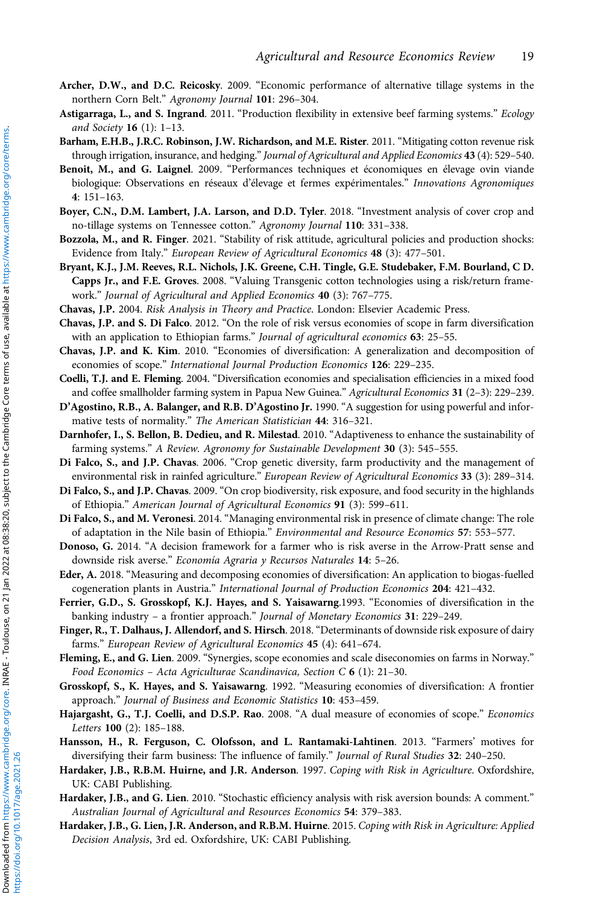**Archer, D.W., and D.C. Reicosky**. 2009. "Economic performance of alternative tillage systems in the northern Corn Belt." *Agronomy Journal* **101**: 296–304.

**Astigarraga, L., and S. Ingrand**. 2011. "Production flexibility in extensive beef farming systems." *Ecology and Society* **16** (1): 1–13.

**Barham, E.H.B., J.R.C. Robinson, J.W. Richardson, and M.E. Rister**. 2011. "Mitigating cotton revenue risk through irrigation, insurance, and hedging." *Journal of Agricultural and Applied Economics* **43** (4): 529–540.

**Benoit, M., and G. Laignel**. 2009. "Performances techniques et économiques en élevage ovin viande biologique: Observations en réseaux d'élevage et fermes expérimentales." *Innovations Agronomiques* **4**: 151–163.

**Boyer, C.N., D.M. Lambert, J.A. Larson, and D.D. Tyler**. 2018. "Investment analysis of cover crop and no-tillage systems on Tennessee cotton." *Agronomy Journal* **110**: 331–338.

**Bozzola, M., and R. Finger**. 2021. "Stability of risk attitude, agricultural policies and production shocks: Evidence from Italy." *European Review of Agricultural Economics* **48** (3): 477–501.

**Bryant, K.J., J.M. Reeves, R.L. Nichols, J.K. Greene, C.H. Tingle, G.E. Studebaker, F.M. Bourland, C D. Capps Jr., and F.E. Groves**. 2008. "Valuing Transgenic cotton technologies using a risk/return framework." *Journal of Agricultural and Applied Economics* **40** (3): 767–775.

**Chavas, J.P.** 2004. *Risk Analysis in Theory and Practice*. London: Elsevier Academic Press.

**Chavas, J.P. and S. Di Falco**. 2012. "On the role of risk versus economies of scope in farm diversification with an application to Ethiopian farms." *Journal of agricultural economics* **63**: 25–55.

**Chavas, J.P. and K. Kim**. 2010. "Economies of diversification: A generalization and decomposition of economies of scope." *International Journal Production Economics* **126**: 229–235.

**Coelli, T.J. and E. Fleming**. 2004. "Diversification economies and specialisation efficiencies in a mixed food and coffee smallholder farming system in Papua New Guinea." *Agricultural Economics* **31** (2–3): 229–239.

**D'Agostino, R.B., A. Balanger, and R.B. D'Agostino Jr.** 1990. "A suggestion for using powerful and informative tests of normality." *The American Statistician* **44**: 316–321.

**Darnhofer, I., S. Bellon, B. Dedieu, and R. Milestad**. 2010. "Adaptiveness to enhance the sustainability of farming systems." *A Review. Agronomy for Sustainable Development* **30** (3): 545–555.

**Di Falco, S., and J.P. Chavas**. 2006. "Crop genetic diversity, farm productivity and the management of environmental risk in rainfed agriculture." *European Review of Agricultural Economics* **33** (3): 289–314.

**Di Falco, S., and J.P. Chavas**. 2009. "On crop biodiversity, risk exposure, and food security in the highlands of Ethiopia." *American Journal of Agricultural Economics* **91** (3): 599–611.

**Di Falco, S., and M. Veronesi**. 2014. "Managing environmental risk in presence of climate change: The role of adaptation in the Nile basin of Ethiopia." *Environmental and Resource Economics* **57**: 553–577.

**Donoso, G.** 2014. "A decision framework for a farmer who is risk averse in the Arrow-Pratt sense and downside risk averse." *Economía Agraria y Recursos Naturales* **14**: 5–26.

**Eder, A.** 2018. "Measuring and decomposing economies of diversification: An application to biogas-fuelled cogeneration plants in Austria." *International Journal of Production Economics* **204**: 421–432.

**Ferrier, G.D., S. Grosskopf, K.J. Hayes, and S. Yaisawarng**.1993. "Economies of diversification in the banking industry – a frontier approach." *Journal of Monetary Economics* **31**: 229–249.

**Finger, R., T. Dalhaus, J. Allendorf, and S. Hirsch**. 2018. "Determinants of downside risk exposure of dairy farms." *European Review of Agricultural Economics* **45** (4): 641–674.

**Fleming, E., and G. Lien**. 2009. "Synergies, scope economies and scale diseconomies on farms in Norway." *Food Economics – Acta Agriculturae Scandinavica, Section C* **6** (1): 21–30.

**Grosskopf, S., K. Hayes, and S. Yaisawarng**. 1992. "Measuring economies of diversification: A frontier approach." *Journal of Business and Economic Statistics* **10**: 453–459.

**Hajargasht, G., T.J. Coelli, and D.S.P. Rao**. 2008. "A dual measure of economies of scope." *Economics Letters* **100** (2): 185–188.

**Hansson, H., R. Ferguson, C. Olofsson, and L. Rantamaki-Lahtinen**. 2013. "Farmers' motives for diversifying their farm business: The influence of family." *Journal of Rural Studies* **32**: 240–250.

**Hardaker, J.B., R.B.M. Huirne, and J.R. Anderson**. 1997. *Coping with Risk in Agriculture*. Oxfordshire, UK: CABI Publishing.

**Hardaker, J.B., and G. Lien**. 2010. "Stochastic efficiency analysis with risk aversion bounds: A comment." *Australian Journal of Agricultural and Resources Economics* **54**: 379–383.

**Hardaker, J.B., G. Lien, J.R. Anderson, and R.B.M. Huirne**. 2015. *Coping with Risk in Agriculture: Applied Decision Analysis*, 3rd ed. Oxfordshire, UK: CABI Publishing.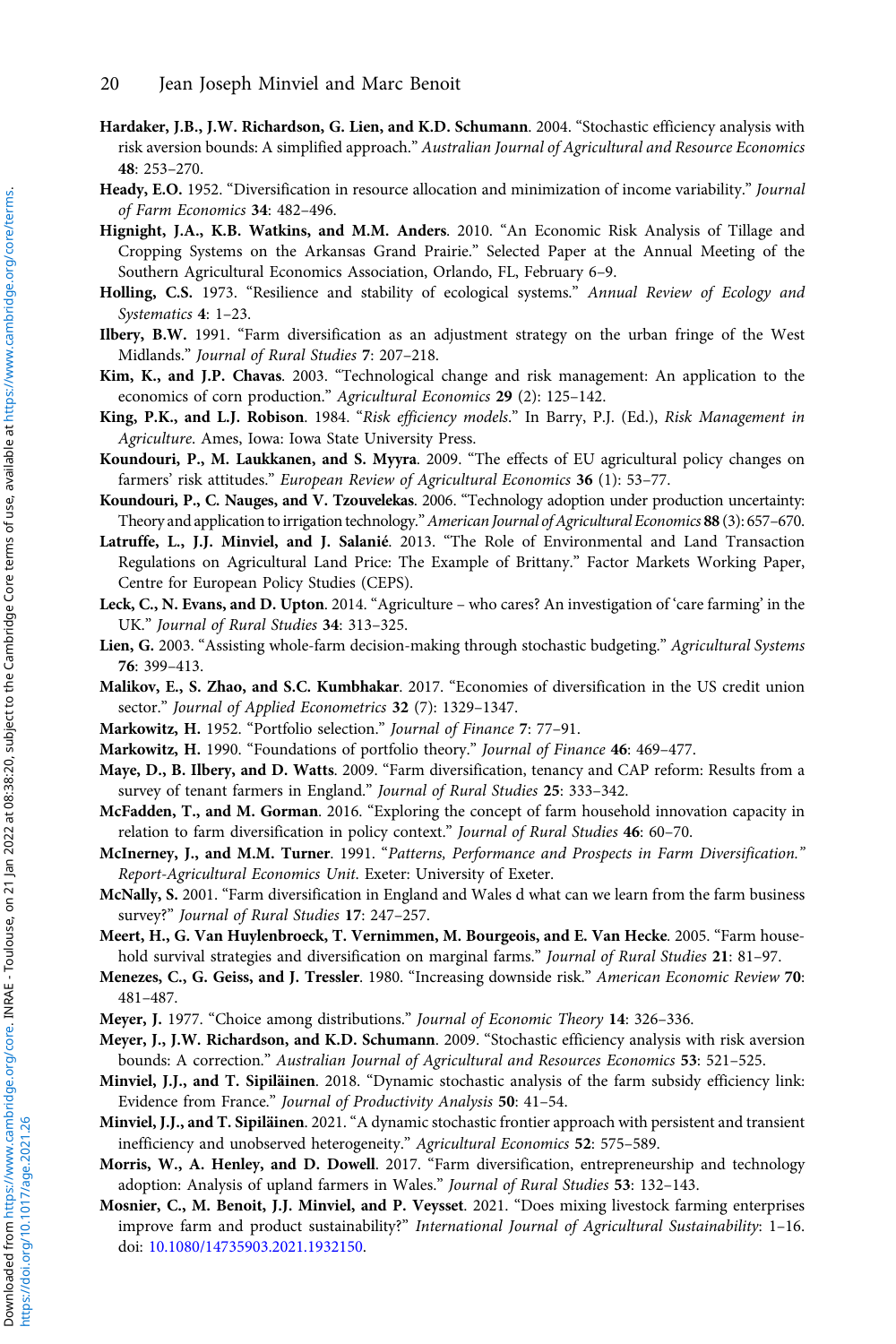**Hardaker, J.B., J.W. Richardson, G. Lien, and K.D. Schumann**. 2004. "Stochastic efficiency analysis with risk aversion bounds: A simplified approach." *Australian Journal of Agricultural and Resource Economics* **48**: 253–270.

**Heady, E.O.** 1952. "Diversification in resource allocation and minimization of income variability." *Journal of Farm Economics* **34**: 482–496.

**Hignight, J.A., K.B. Watkins, and M.M. Anders**. 2010. "An Economic Risk Analysis of Tillage and Cropping Systems on the Arkansas Grand Prairie." Selected Paper at the Annual Meeting of the Southern Agricultural Economics Association, Orlando, FL, February 6–9.

**Holling, C.S.** 1973. "Resilience and stability of ecological systems." *Annual Review of Ecology and Systematics* **4**: 1–23.

**Ilbery, B.W.** 1991. "Farm diversification as an adjustment strategy on the urban fringe of the West Midlands." *Journal of Rural Studies* **7**: 207–218.

**Kim, K., and J.P. Chavas**. 2003. "Technological change and risk management: An application to the economics of corn production." *Agricultural Economics* **29** (2): 125–142.

**King, P.K., and L.J. Robison**. 1984. "*Risk efficiency models*." In Barry, P.J. (Ed.), *Risk Management in Agriculture*. Ames, Iowa: Iowa State University Press.

**Koundouri, P., M. Laukkanen, and S. Myyra**. 2009. "The effects of EU agricultural policy changes on farmers' risk attitudes." *European Review of Agricultural Economics* **36** (1): 53–77.

**Koundouri, P., C. Nauges, and V. Tzouvelekas**. 2006. "Technology adoption under production uncertainty: Theory and application to irrigation technology." *American Journal of Agricultural Economics* **88** (3): 657–670.

**Latruffe, L., J.J. Minviel, and J. Salanié**. 2013. "The Role of Environmental and Land Transaction Regulations on Agricultural Land Price: The Example of Brittany." Factor Markets Working Paper, Centre for European Policy Studies (CEPS).

**Leck, C., N. Evans, and D. Upton**. 2014. "Agriculture – who cares? An investigation of 'care farming' in the UK." *Journal of Rural Studies* **34**: 313–325.

**Lien, G.** 2003. "Assisting whole-farm decision-making through stochastic budgeting." *Agricultural Systems* **76**: 399–413.

**Malikov, E., S. Zhao, and S.C. Kumbhakar**. 2017. "Economies of diversification in the US credit union sector." *Journal of Applied Econometrics* **32** (7): 1329–1347.

**Markowitz, H.** 1952. "Portfolio selection." *Journal of Finance* **7**: 77–91.

**Markowitz, H.** 1990. "Foundations of portfolio theory." *Journal of Finance* **46**: 469–477.

**Maye, D., B. Ilbery, and D. Watts**. 2009. "Farm diversification, tenancy and CAP reform: Results from a survey of tenant farmers in England." *Journal of Rural Studies* **25**: 333–342.

**McFadden, T., and M. Gorman**. 2016. "Exploring the concept of farm household innovation capacity in relation to farm diversification in policy context." *Journal of Rural Studies* **46**: 60–70.

**McInerney, J., and M.M. Turner**. 1991. "*Patterns, Performance and Prospects in Farm Diversification.*" *Report-Agricultural Economics Unit*. Exeter: University of Exeter.

**McNally, S.** 2001. "Farm diversification in England and Wales d what can we learn from the farm business survey?" *Journal of Rural Studies* **17**: 247–257.

**Meert, H., G. Van Huylenbroeck, T. Vernimmen, M. Bourgeois, and E. Van Hecke**. 2005. "Farm household survival strategies and diversification on marginal farms." *Journal of Rural Studies* **21**: 81–97.

**Menezes, C., G. Geiss, and J. Tressler**. 1980. "Increasing downside risk." *American Economic Review* **70**: 481–487.

**Meyer, J.** 1977. "Choice among distributions." *Journal of Economic Theory* **14**: 326–336.

**Meyer, J., J.W. Richardson, and K.D. Schumann**. 2009. "Stochastic efficiency analysis with risk aversion bounds: A correction." *Australian Journal of Agricultural and Resources Economics* **53**: 521–525.

**Minviel, J.J., and T. Sipiläinen**. 2018. "Dynamic stochastic analysis of the farm subsidy efficiency link: Evidence from France." *Journal of Productivity Analysis* **50**: 41–54.

**Minviel, J.J., and T. Sipiläinen**. 2021. "A dynamic stochastic frontier approach with persistent and transient inefficiency and unobserved heterogeneity." *Agricultural Economics* **52**: 575–589.

**Morris, W., A. Henley, and D. Dowell**. 2017. "Farm diversification, entrepreneurship and technology adoption: Analysis of upland farmers in Wales." *Journal of Rural Studies* **53**: 132–143.

**Mosnier, C., M. Benoit, J.J. Minviel, and P. Veysset**. 2021. "Does mixing livestock farming enterprises improve farm and product sustainability?" *International Journal of Agricultural Sustainability*: 1–16. doi: 10.1080/14735903.2021.1932150.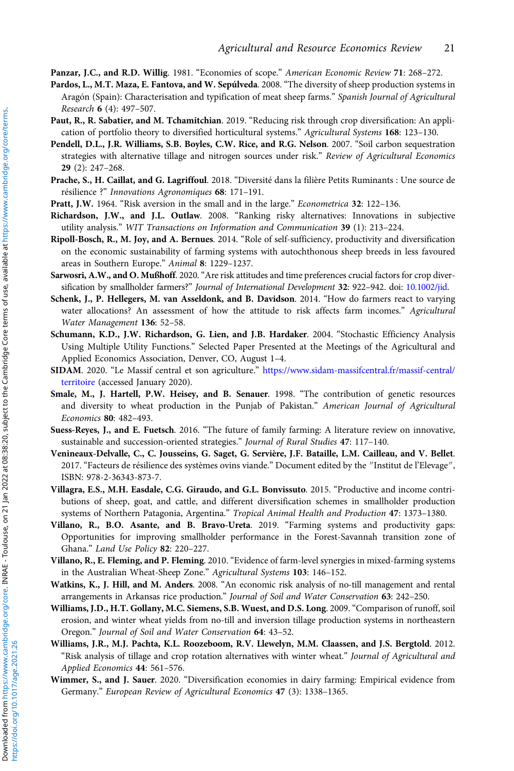**Panzar, J.C., and R.D. Willig**. 1981. "Economies of scope." *American Economic Review* **71**: 268–272.

**Pardos, L., M.T. Maza, E. Fantova, and W. Sepúlveda**. 2008. "The diversity of sheep production systems in Aragón (Spain): Characterisation and typification of meat sheep farms." *Spanish Journal of Agricultural Research* **6** (4): 497–507.

**Paut, R., R. Sabatier, and M. Tchamitchian**. 2019. "Reducing risk through crop diversification: An application of portfolio theory to diversified horticultural systems." *Agricultural Systems* **168**: 123–130.

**Pendell, D.L., J.R. Williams, S.B. Boyles, C.W. Rice, and R.G. Nelson**. 2007. "Soil carbon sequestration strategies with alternative tillage and nitrogen sources under risk." *Review of Agricultural Economics* **29** (2): 247–268.

**Prache, S., H. Caillat, and G. Lagriffoul**. 2018. "Diversité dans la filière Petits Ruminants : Une source de résilience ?" *Innovations Agronomiques* **68**: 171–191.

**Pratt, J.W.** 1964. "Risk aversion in the small and in the large." *Econometrica* **32**: 122–136.

**Richardson, J.W., and J.L. Outlaw**. 2008. "Ranking risky alternatives: Innovations in subjective utility analysis." *WIT Transactions on Information and Communication* **39** (1): 213–224.

**Ripoll-Bosch, R., M. Joy, and A. Bernues**. 2014. "Role of self-sufficiency, productivity and diversification on the economic sustainability of farming systems with autochthonous sheep breeds in less favoured areas in Southern Europe." *Animal* **8**: 1229–1237.

**Sarwosri, A.W., and O. Mußhoff**. 2020. "Are risk attitudes and time preferences crucial factors for crop diversification by smallholder farmers?" *Journal of International Development* **32**: 922–942. doi: 10.1002/jid.

**Schenk, J., P. Hellegers, M. van Asseldonk, and B. Davidson**. 2014. "How do farmers react to varying water allocations? An assessment of how the attitude to risk affects farm incomes." *Agricultural Water Management* **136**: 52–58.

**Schumann, K.D., J.W. Richardson, G. Lien, and J.B. Hardaker**. 2004. "Stochastic Efficiency Analysis Using Multiple Utility Functions." Selected Paper Presented at the Meetings of the Agricultural and Applied Economics Association, Denver, CO, August 1–4.

**SIDAM**. 2020. "Le Massif central et son agriculture." https://www.sidam-massifcentral.fr/massif-central/territoire (accessed January 2020).

**Smale, M., J. Hartell, P.W. Heisey, and B. Senauer**. 1998. "The contribution of genetic resources and diversity to wheat production in the Punjab of Pakistan." *American Journal of Agricultural Economics* **80**: 482–493.

**Suess-Reyes, J., and E. Fuetsch**. 2016. "The future of family farming: A literature review on innovative, sustainable and succession-oriented strategies." *Journal of Rural Studies* **47**: 117–140.

**Venineaux-Delvalle, C., C. Jousseins, G. Saget, G. Servière, J.F. Bataille, L.M. Cailleau, and V. Bellet**. 2017. "Facteurs de résilience des systèmes ovins viande." Document edited by the "Institut de l'Elevage", ISBN: 978-2-36343-873-7.

**Villagra, E.S., M.H. Easdale, C.G. Giraudo, and G.L. Bonvissuto**. 2015. "Productive and income contributions of sheep, goat, and cattle, and different diversification schemes in smallholder production systems of Northern Patagonia, Argentina." *Tropical Animal Health and Production* **47**: 1373–1380.

**Villano, R., B.O. Asante, and B. Bravo-Ureta**. 2019. "Farming systems and productivity gaps: Opportunities for improving smallholder performance in the Forest-Savannah transition zone of Ghana." *Land Use Policy* **82**: 220–227.

**Villano, R., E. Fleming, and P. Fleming**. 2010. "Evidence of farm-level synergies in mixed-farming systems in the Australian Wheat-Sheep Zone." *Agricultural Systems* **103**: 146–152.

**Watkins, K., J. Hill, and M. Anders**. 2008. "An economic risk analysis of no-till management and rental arrangements in Arkansas rice production." *Journal of Soil and Water Conservation* **63**: 242–250.

**Williams, J.D., H.T. Gollany, M.C. Siemens, S.B. Wuest, and D.S. Long**. 2009. "Comparison of runoff, soil erosion, and winter wheat yields from no-till and inversion tillage production systems in northeastern Oregon." *Journal of Soil and Water Conservation* **64**: 43–52.

**Williams, J.R., M.J. Pachta, K.L. Roozeboom, R.V. Llewelyn, M.M. Claassen, and J.S. Bergtold**. 2012. "Risk analysis of tillage and crop rotation alternatives with winter wheat." *Journal of Agricultural and Applied Economics* **44**: 561–576.

**Wimmer, S., and J. Sauer**. 2020. "Diversification economies in dairy farming: Empirical evidence from Germany." *European Review of Agricultural Economics* **47** (3): 1338–1365.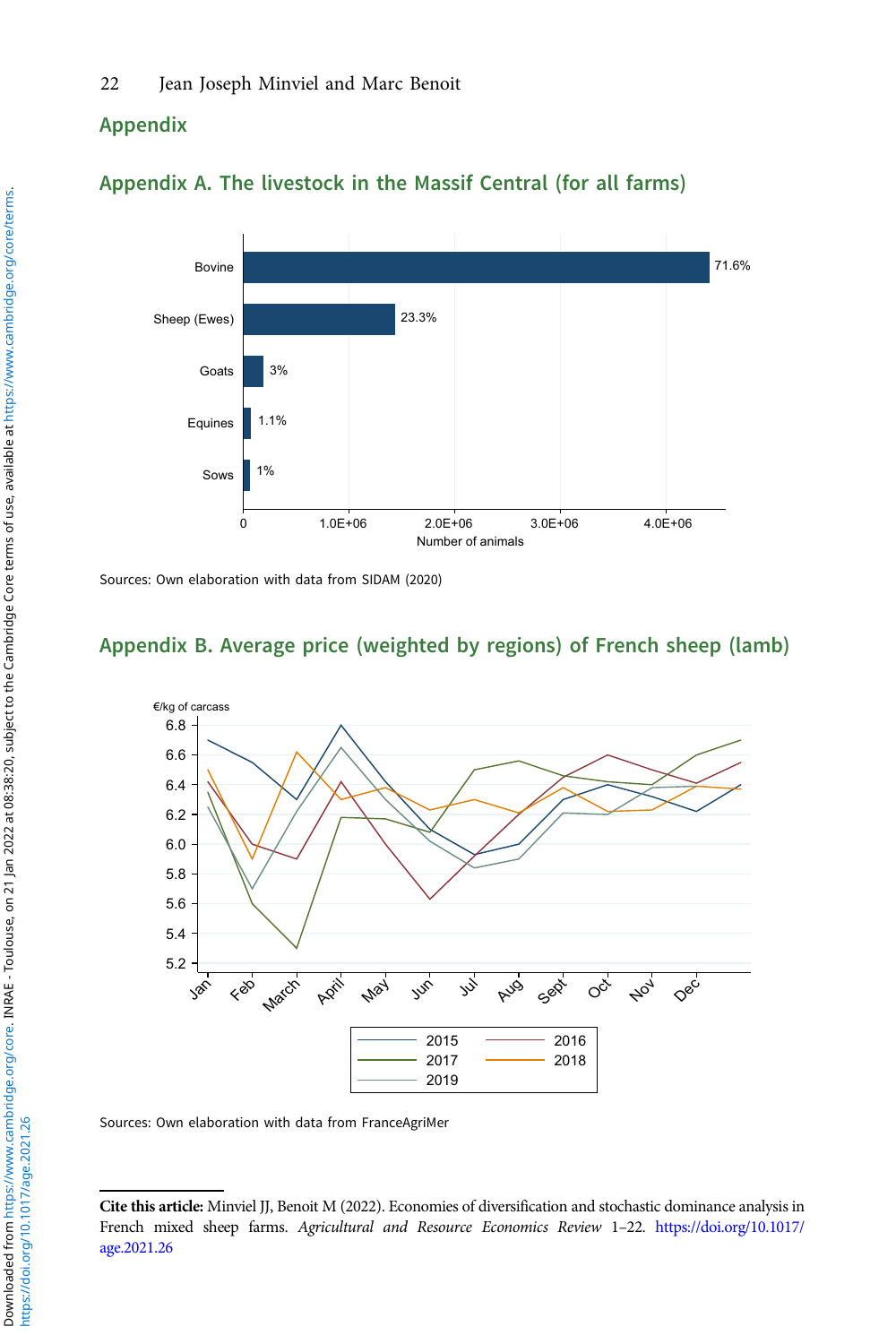## Appendix

### Appendix A. The livestock in the Massif Central (for all farms)

Bovine 71.6%
Sheep (Ewes) 23.3%
Goats 3%
Equines 1.1%
Sows 1%

0 1.0E+06 2.0E+06 3.0E+06 4.0E+06
Number of animals

Sources: Own elaboration with data from SIDAM (2020)

### Appendix B. Average price (weighted by regions) of French sheep (lamb)

€/kg of carcass

6.8 6.6 6.4 6.2 6.0 5.8 5.6 5.4 5.2

Jan Feb March April May Jun Jul Aug Sept Oct Nov Dec

2015 2016 2017 2018 2019

Sources: Own elaboration with data from FranceAgriMer

---

**Cite this article:** Minviel JJ, Benoit M (2022). Economies of diversification and stochastic dominance analysis in French mixed sheep farms. *Agricultural and Resource Economics Review* 1–22. https://doi.org/10.1017/age.2021.26